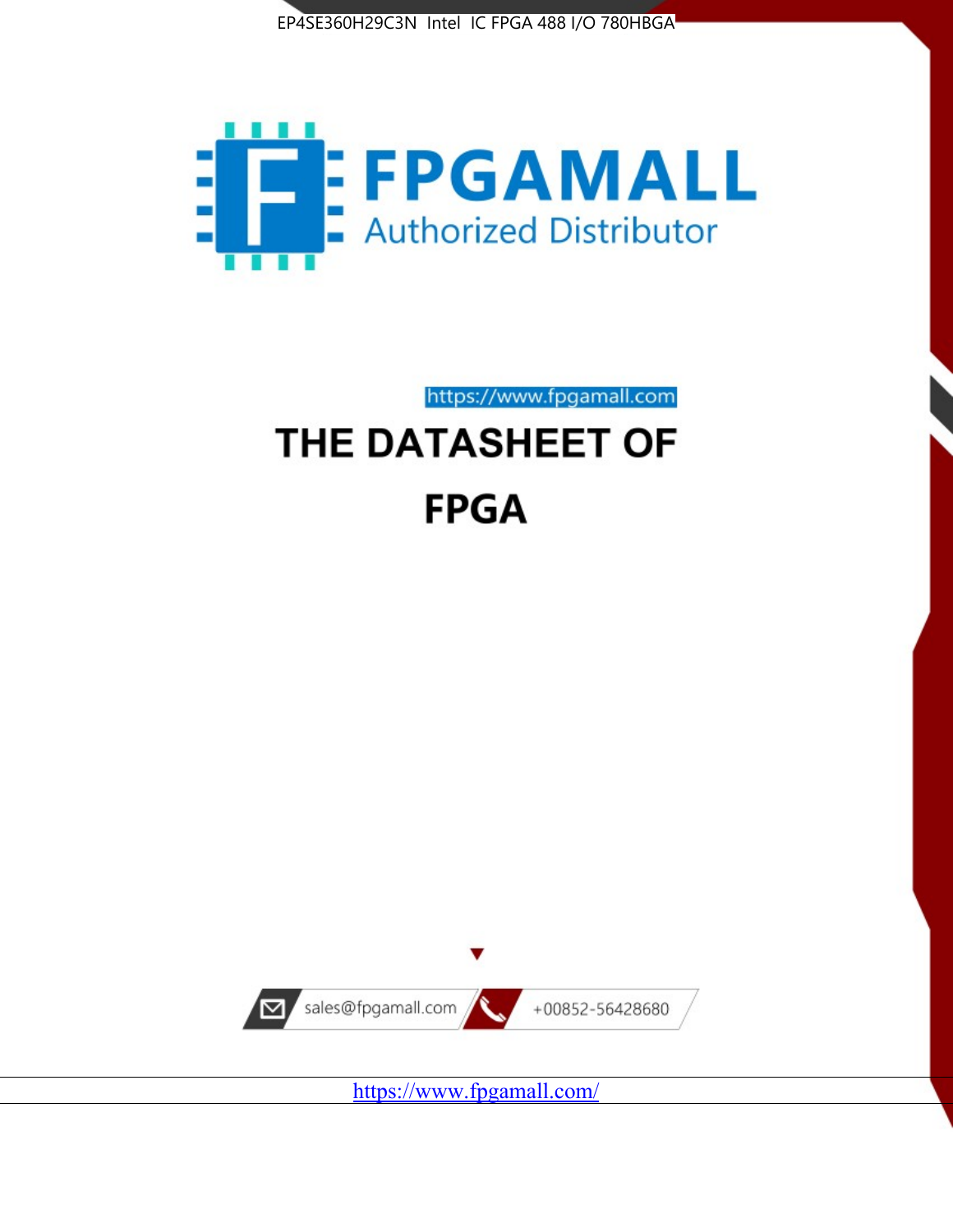EP4SE360H29C3N Intel IC FPGA 488 I/O 780HBGA

# FPGAMALL

Authorized Distributor

https://www.fpgamall.com

# THE DATASHEET OF

# FPGA

sales@fpgamall.com

+00852-56428680

https://www.fpgamall.com/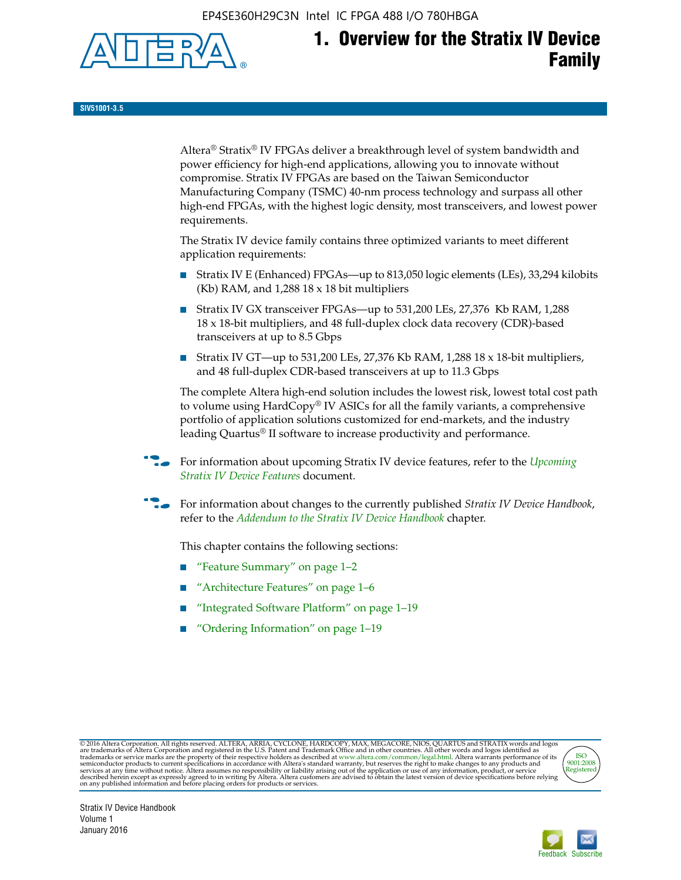# 1. Overview for the Stratix IV Device Family

SIV51001-3.5

Altera® Stratix® IV FPGAs deliver a breakthrough level of system bandwidth and power efficiency for high-end applications, allowing you to innovate without compromise. Stratix IV FPGAs are based on the Taiwan Semiconductor Manufacturing Company (TSMC) 40-nm process technology and surpass all other high-end FPGAs, with the highest logic density, most transceivers, and lowest power requirements.

The Stratix IV device family contains three optimized variants to meet different application requirements:

- Stratix IV E (Enhanced) FPGAs—up to 813,050 logic elements (LEs), 33,294 kilobits (Kb) RAM, and 1,288 18 x 18 bit multipliers
- Stratix IV GX transceiver FPGAs—up to 531,200 LEs, 27,376 Kb RAM, 1,288 18 x 18-bit multipliers, and 48 full-duplex clock data recovery (CDR)-based transceivers at up to 8.5 Gbps
- Stratix IV GT—up to 531,200 LEs, 27,376 Kb RAM, 1,288 18 x 18-bit multipliers, and 48 full-duplex CDR-based transceivers at up to 11.3 Gbps

The complete Altera high-end solution includes the lowest risk, lowest total cost path to volume using HardCopy® IV ASICs for all the family variants, a comprehensive portfolio of application solutions customized for end-markets, and the industry leading Quartus® II software to increase productivity and performance.

For information about upcoming Stratix IV device features, refer to the *Upcoming Stratix IV Device Features* document.

For information about changes to the currently published *Stratix IV Device Handbook*, refer to the *Addendum to the Stratix IV Device Handbook* chapter.

This chapter contains the following sections:

- "Feature Summary" on page 1–2
- "Architecture Features" on page 1–6
- "Integrated Software Platform" on page 1–19
- "Ordering Information" on page 1–19

© 2016 Altera Corporation. All rights reserved. ALTERA, ARRIA, CYCLONE, HARDCOPY, MAX, MEGACORE, NIOS, QUARTUS and STRATIX words and logos are trademarks of Altera Corporation and registered in the U.S. Patent and Trademark Office and in other countries. All other words and logos identified as trademarks or service marks are the property of their respective holders as described at www.altera.com/common/legal.html. Altera warrants performance of its semiconductor products to current specifications in accordance with Altera's standard warranty, but reserves the right to make changes to any products and services at any time without notice. Altera assumes no responsibility or liability arising out of the application or use of any information, product, or service described herein except as expressly agreed to in writing by Altera. Altera customers are advised to obtain the latest version of device specifications before relying on any published information and before placing orders for products or services.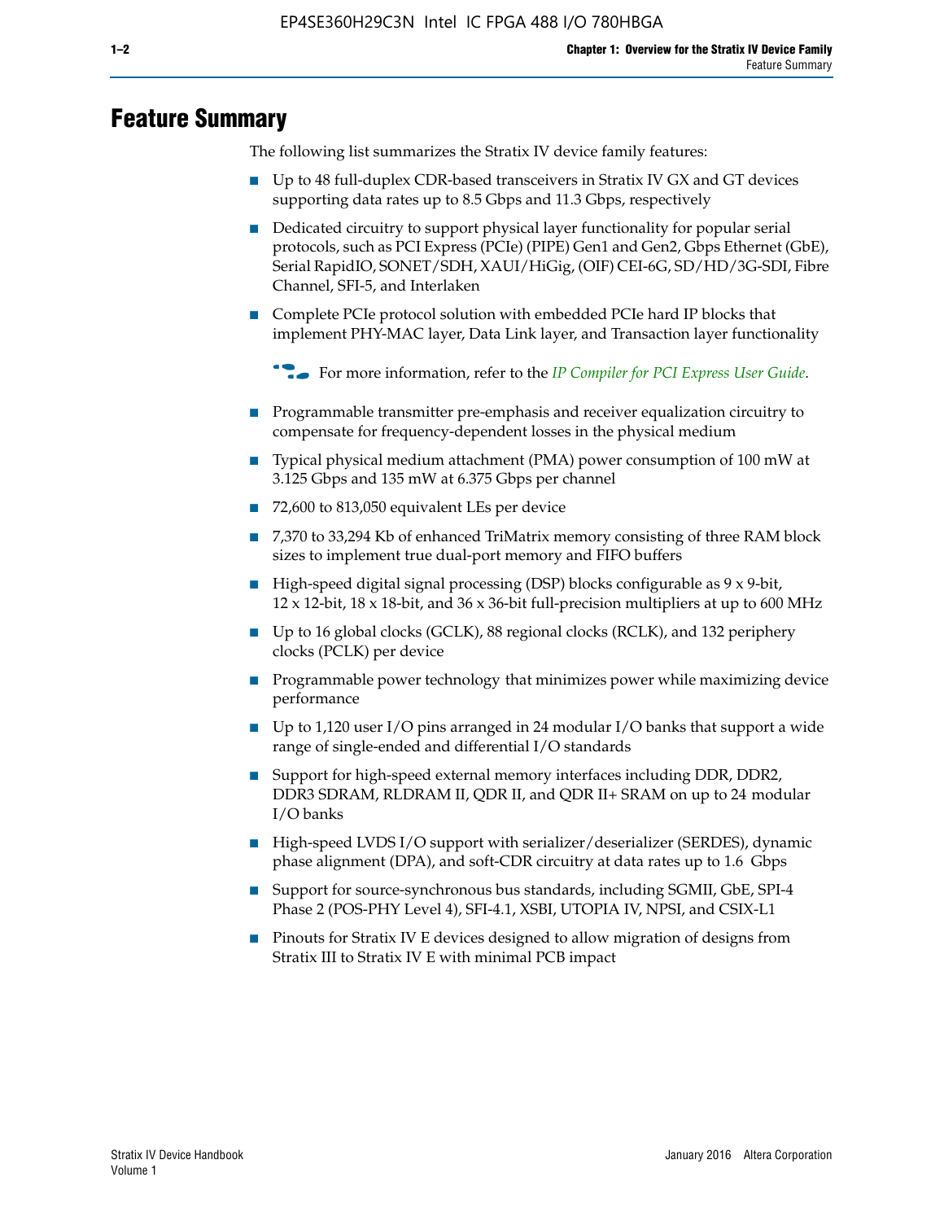# Feature Summary

The following list summarizes the Stratix IV device family features:

- Up to 48 full-duplex CDR-based transceivers in Stratix IV GX and GT devices supporting data rates up to 8.5 Gbps and 11.3 Gbps, respectively
- Dedicated circuitry to support physical layer functionality for popular serial protocols, such as PCI Express (PCIe) (PIPE) Gen1 and Gen2, Gbps Ethernet (GbE), Serial RapidIO, SONET/SDH, XAUI/HiGig, (OIF) CEI-6G, SD/HD/3G-SDI, Fibre Channel, SFI-5, and Interlaken
- Complete PCIe protocol solution with embedded PCIe hard IP blocks that implement PHY-MAC layer, Data Link layer, and Transaction layer functionality

  For more information, refer to the *IP Compiler for PCI Express User Guide*.

- Programmable transmitter pre-emphasis and receiver equalization circuitry to compensate for frequency-dependent losses in the physical medium
- Typical physical medium attachment (PMA) power consumption of 100 mW at 3.125 Gbps and 135 mW at 6.375 Gbps per channel
- 72,600 to 813,050 equivalent LEs per device
- 7,370 to 33,294 Kb of enhanced TriMatrix memory consisting of three RAM block sizes to implement true dual-port memory and FIFO buffers
- High-speed digital signal processing (DSP) blocks configurable as 9 x 9-bit, 12 x 12-bit, 18 x 18-bit, and 36 x 36-bit full-precision multipliers at up to 600 MHz
- Up to 16 global clocks (GCLK), 88 regional clocks (RCLK), and 132 periphery clocks (PCLK) per device
- Programmable power technology that minimizes power while maximizing device performance
- Up to 1,120 user I/O pins arranged in 24 modular I/O banks that support a wide range of single-ended and differential I/O standards
- Support for high-speed external memory interfaces including DDR, DDR2, DDR3 SDRAM, RLDRAM II, QDR II, and QDR II+ SRAM on up to 24 modular I/O banks
- High-speed LVDS I/O support with serializer/deserializer (SERDES), dynamic phase alignment (DPA), and soft-CDR circuitry at data rates up to 1.6 Gbps
- Support for source-synchronous bus standards, including SGMII, GbE, SPI-4 Phase 2 (POS-PHY Level 4), SFI-4.1, XSBI, UTOPIA IV, NPSI, and CSIX-L1
- Pinouts for Stratix IV E devices designed to allow migration of designs from Stratix III to Stratix IV E with minimal PCB impact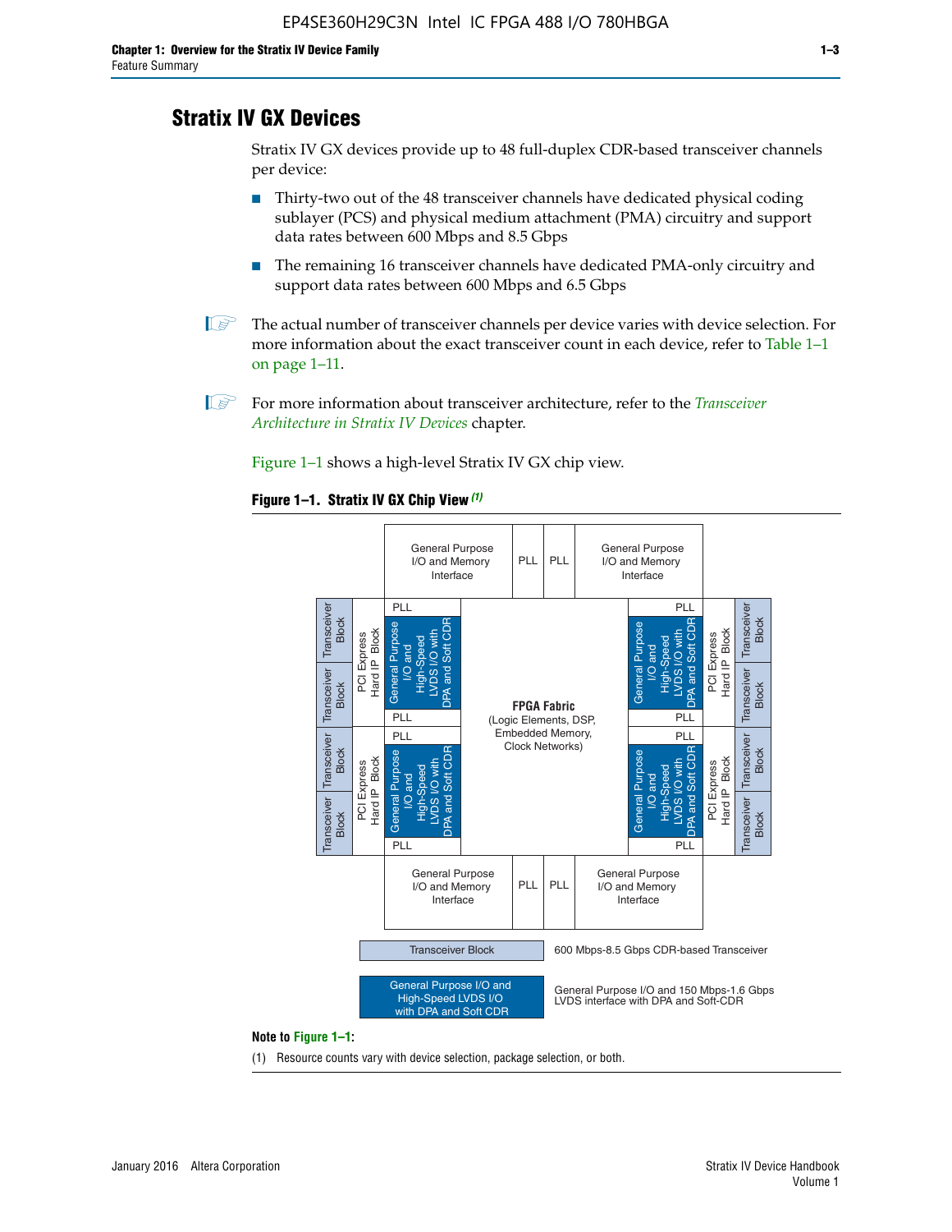## Stratix IV GX Devices

Stratix IV GX devices provide up to 48 full-duplex CDR-based transceiver channels per device:

- Thirty-two out of the 48 transceiver channels have dedicated physical coding sublayer (PCS) and physical medium attachment (PMA) circuitry and support data rates between 600 Mbps and 8.5 Gbps
- The remaining 16 transceiver channels have dedicated PMA-only circuitry and support data rates between 600 Mbps and 6.5 Gbps

The actual number of transceiver channels per device varies with device selection. For more information about the exact transceiver count in each device, refer to Table 1–1 on page 1–11.

For more information about transceiver architecture, refer to the *Transceiver Architecture in Stratix IV Devices* chapter.

Figure 1–1 shows a high-level Stratix IV GX chip view.

**Figure 1–1. Stratix IV GX Chip View** *(1)*

General Purpose I/O and Memory Interface | PLL | PLL | General Purpose I/O and Memory Interface

Transceiver Block | Transceiver Block | PCI Express Hard IP Block | PLL | General Purpose I/O and High-Speed LVDS I/O with DPA and Soft CDR | PLL

**FPGA Fabric** (Logic Elements, DSP, Embedded Memory, Clock Networks)

Transceiver Block — 600 Mbps-8.5 Gbps CDR-based Transceiver

General Purpose I/O and High-Speed LVDS I/O with DPA and Soft CDR — General Purpose I/O and 150 Mbps-1.6 Gbps LVDS interface with DPA and Soft-CDR

**Note to Figure 1–1:**

(1) Resource counts vary with device selection, package selection, or both.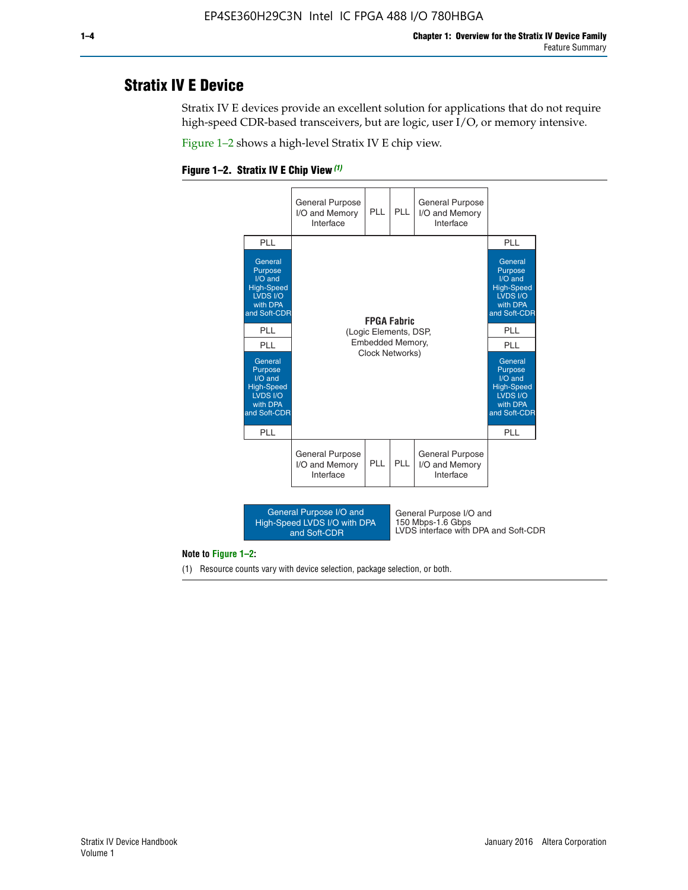# Stratix IV E Device

Stratix IV E devices provide an excellent solution for applications that do not require high-speed CDR-based transceivers, but are logic, user I/O, or memory intensive.

Figure 1–2 shows a high-level Stratix IV E chip view.

**Figure 1–2. Stratix IV E Chip View** *(1)*

General Purpose I/O and Memory Interface | PLL | PLL | General Purpose I/O and Memory Interface

PLL | General Purpose I/O and High-Speed LVDS I/O with DPA and Soft-CDR | PLL | PLL | General Purpose I/O and High-Speed LVDS I/O with DPA and Soft-CDR | PLL

**FPGA Fabric** (Logic Elements, DSP, Embedded Memory, Clock Networks)

PLL | General Purpose I/O and High-Speed LVDS I/O with DPA and Soft-CDR | PLL | PLL | General Purpose I/O and High-Speed LVDS I/O with DPA and Soft-CDR | PLL

General Purpose I/O and Memory Interface | PLL | PLL | General Purpose I/O and Memory Interface

General Purpose I/O and High-Speed LVDS I/O with DPA and Soft-CDR: General Purpose I/O and 150 Mbps-1.6 Gbps LVDS interface with DPA and Soft-CDR

**Note to Figure 1–2:**

(1) Resource counts vary with device selection, package selection, or both.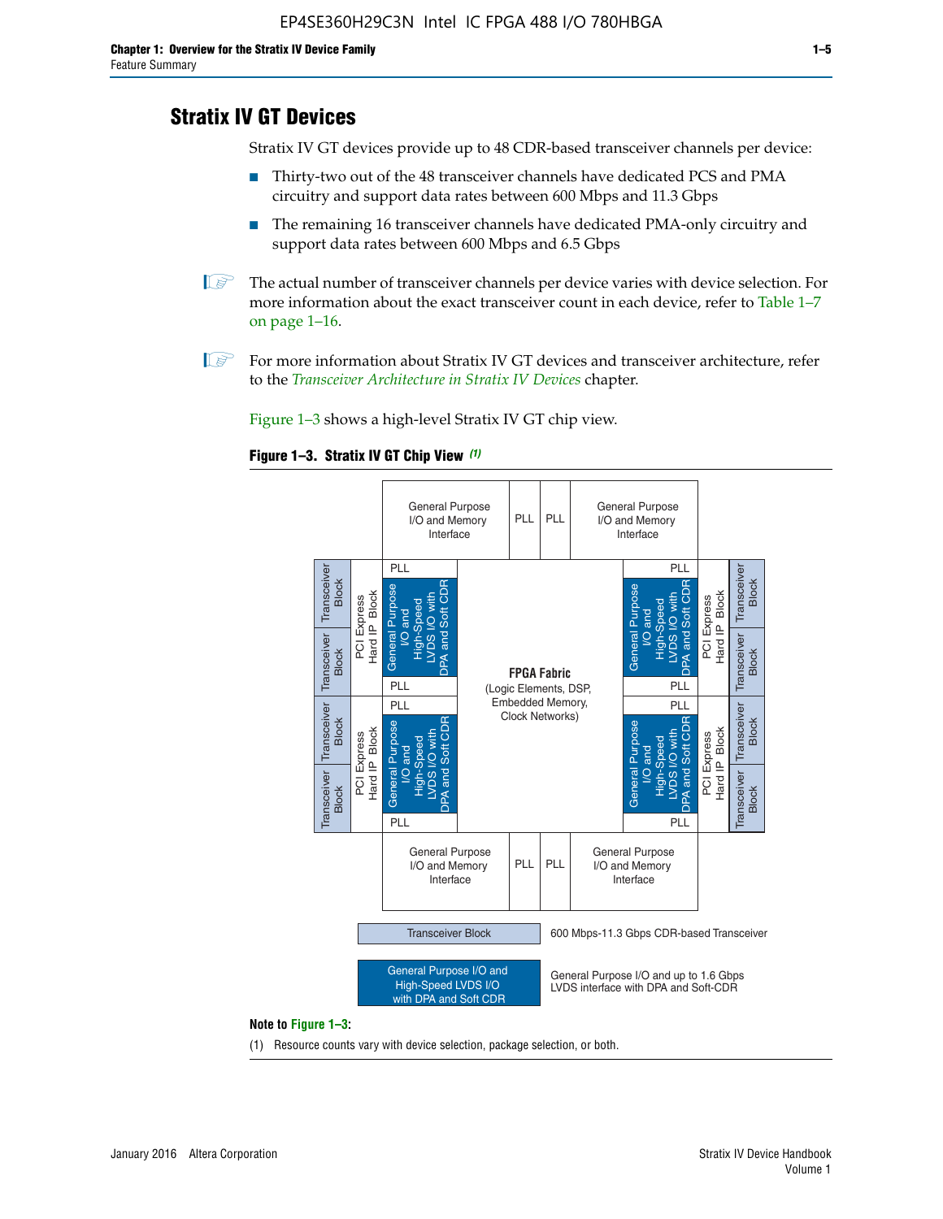## Stratix IV GT Devices

Stratix IV GT devices provide up to 48 CDR-based transceiver channels per device:

- Thirty-two out of the 48 transceiver channels have dedicated PCS and PMA circuitry and support data rates between 600 Mbps and 11.3 Gbps
- The remaining 16 transceiver channels have dedicated PMA-only circuitry and support data rates between 600 Mbps and 6.5 Gbps

The actual number of transceiver channels per device varies with device selection. For more information about the exact transceiver count in each device, refer to Table 1–7 on page 1–16.

For more information about Stratix IV GT devices and transceiver architecture, refer to the *Transceiver Architecture in Stratix IV Devices* chapter.

Figure 1–3 shows a high-level Stratix IV GT chip view.

**Figure 1–3. Stratix IV GT Chip View** *(1)*

General Purpose I/O and Memory Interface | PLL | PLL | General Purpose I/O and Memory Interface

Transceiver Block | Transceiver Block | PCI Express Hard IP Block | PLL | General Purpose I/O and High-Speed LVDS I/O with DPA and Soft CDR | PLL

FPGA Fabric (Logic Elements, DSP, Embedded Memory, Clock Networks)

Transceiver Block — 600 Mbps-11.3 Gbps CDR-based Transceiver

General Purpose I/O and High-Speed LVDS I/O with DPA and Soft CDR — General Purpose I/O and up to 1.6 Gbps LVDS interface with DPA and Soft-CDR

**Note to Figure 1–3:**

(1) Resource counts vary with device selection, package selection, or both.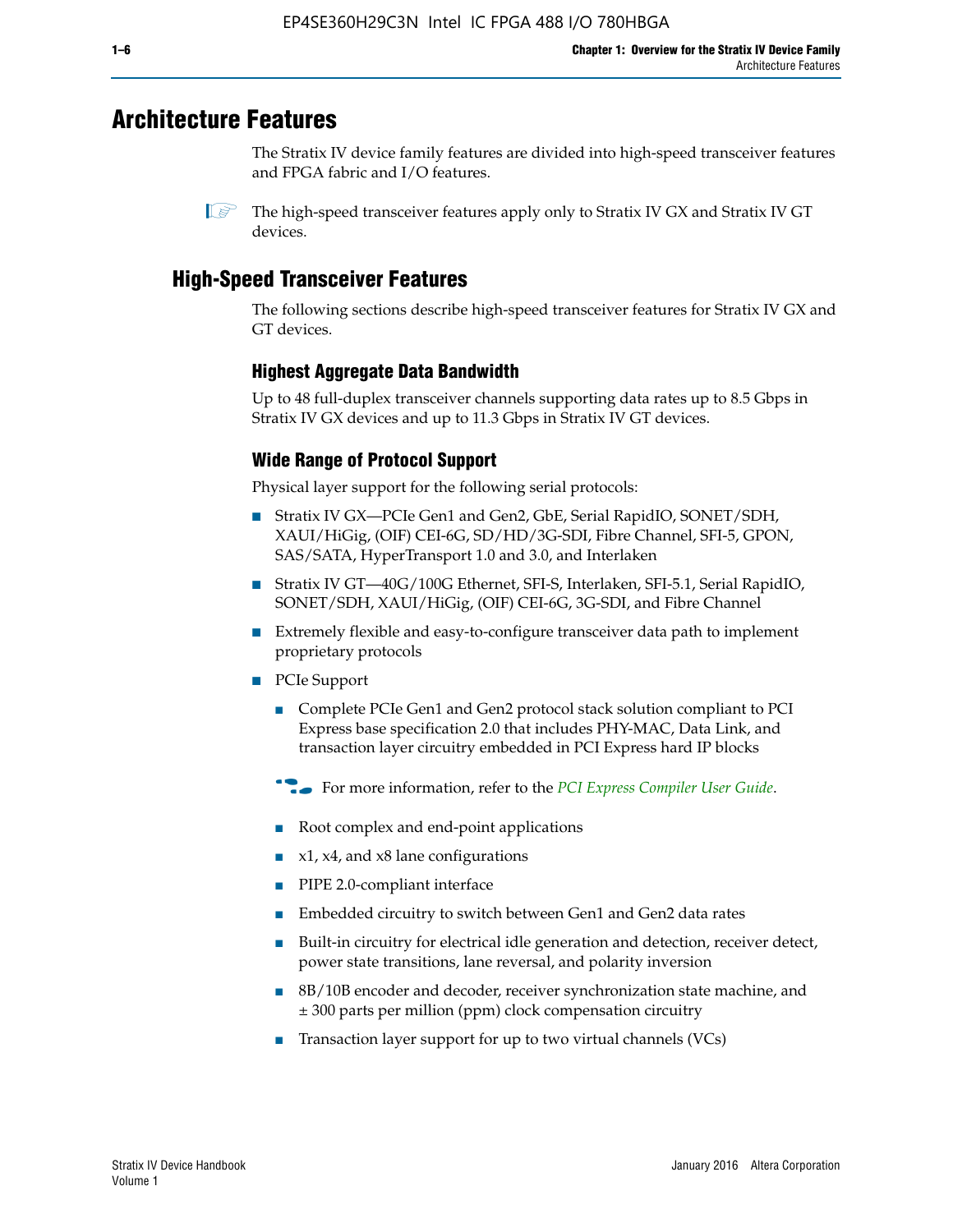# Architecture Features

The Stratix IV device family features are divided into high-speed transceiver features and FPGA fabric and I/O features.

The high-speed transceiver features apply only to Stratix IV GX and Stratix IV GT devices.

## High-Speed Transceiver Features

The following sections describe high-speed transceiver features for Stratix IV GX and GT devices.

### Highest Aggregate Data Bandwidth

Up to 48 full-duplex transceiver channels supporting data rates up to 8.5 Gbps in Stratix IV GX devices and up to 11.3 Gbps in Stratix IV GT devices.

### Wide Range of Protocol Support

Physical layer support for the following serial protocols:

- Stratix IV GX—PCIe Gen1 and Gen2, GbE, Serial RapidIO, SONET/SDH, XAUI/HiGig, (OIF) CEI-6G, SD/HD/3G-SDI, Fibre Channel, SFI-5, GPON, SAS/SATA, HyperTransport 1.0 and 3.0, and Interlaken
- Stratix IV GT—40G/100G Ethernet, SFI-S, Interlaken, SFI-5.1, Serial RapidIO, SONET/SDH, XAUI/HiGig, (OIF) CEI-6G, 3G-SDI, and Fibre Channel
- Extremely flexible and easy-to-configure transceiver data path to implement proprietary protocols
- PCIe Support
  - Complete PCIe Gen1 and Gen2 protocol stack solution compliant to PCI Express base specification 2.0 that includes PHY-MAC, Data Link, and transaction layer circuitry embedded in PCI Express hard IP blocks

  For more information, refer to the *PCI Express Compiler User Guide*.

  - Root complex and end-point applications
  - x1, x4, and x8 lane configurations
  - PIPE 2.0-compliant interface
  - Embedded circuitry to switch between Gen1 and Gen2 data rates
  - Built-in circuitry for electrical idle generation and detection, receiver detect, power state transitions, lane reversal, and polarity inversion
  - 8B/10B encoder and decoder, receiver synchronization state machine, and ± 300 parts per million (ppm) clock compensation circuitry
  - Transaction layer support for up to two virtual channels (VCs)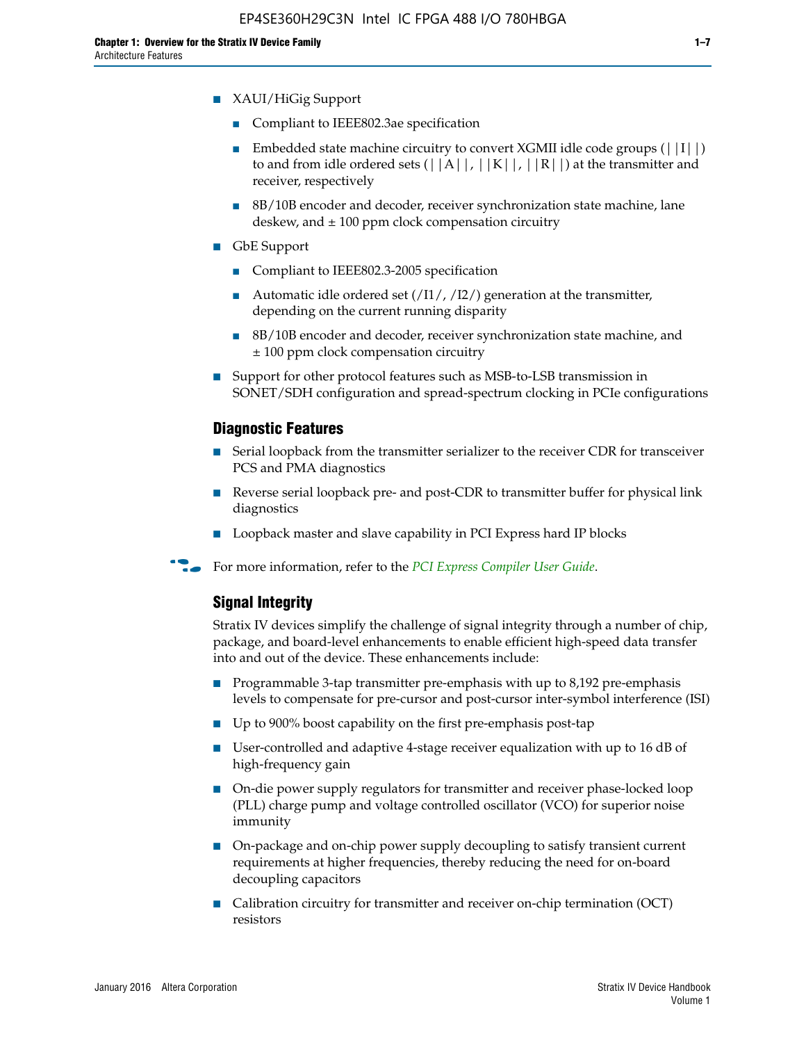- XAUI/HiGig Support
  - Compliant to IEEE802.3ae specification
  - Embedded state machine circuitry to convert XGMII idle code groups (||I||) to and from idle ordered sets (||A||, ||K||, ||R||) at the transmitter and receiver, respectively
  - 8B/10B encoder and decoder, receiver synchronization state machine, lane deskew, and ± 100 ppm clock compensation circuitry
- GbE Support
  - Compliant to IEEE802.3-2005 specification
  - Automatic idle ordered set (/I1/, /I2/) generation at the transmitter, depending on the current running disparity
  - 8B/10B encoder and decoder, receiver synchronization state machine, and ± 100 ppm clock compensation circuitry
- Support for other protocol features such as MSB-to-LSB transmission in SONET/SDH configuration and spread-spectrum clocking in PCIe configurations

### Diagnostic Features

- Serial loopback from the transmitter serializer to the receiver CDR for transceiver PCS and PMA diagnostics
- Reverse serial loopback pre- and post-CDR to transmitter buffer for physical link diagnostics
- Loopback master and slave capability in PCI Express hard IP blocks

For more information, refer to the *PCI Express Compiler User Guide*.

### Signal Integrity

Stratix IV devices simplify the challenge of signal integrity through a number of chip, package, and board-level enhancements to enable efficient high-speed data transfer into and out of the device. These enhancements include:

- Programmable 3-tap transmitter pre-emphasis with up to 8,192 pre-emphasis levels to compensate for pre-cursor and post-cursor inter-symbol interference (ISI)
- Up to 900% boost capability on the first pre-emphasis post-tap
- User-controlled and adaptive 4-stage receiver equalization with up to 16 dB of high-frequency gain
- On-die power supply regulators for transmitter and receiver phase-locked loop (PLL) charge pump and voltage controlled oscillator (VCO) for superior noise immunity
- On-package and on-chip power supply decoupling to satisfy transient current requirements at higher frequencies, thereby reducing the need for on-board decoupling capacitors
- Calibration circuitry for transmitter and receiver on-chip termination (OCT) resistors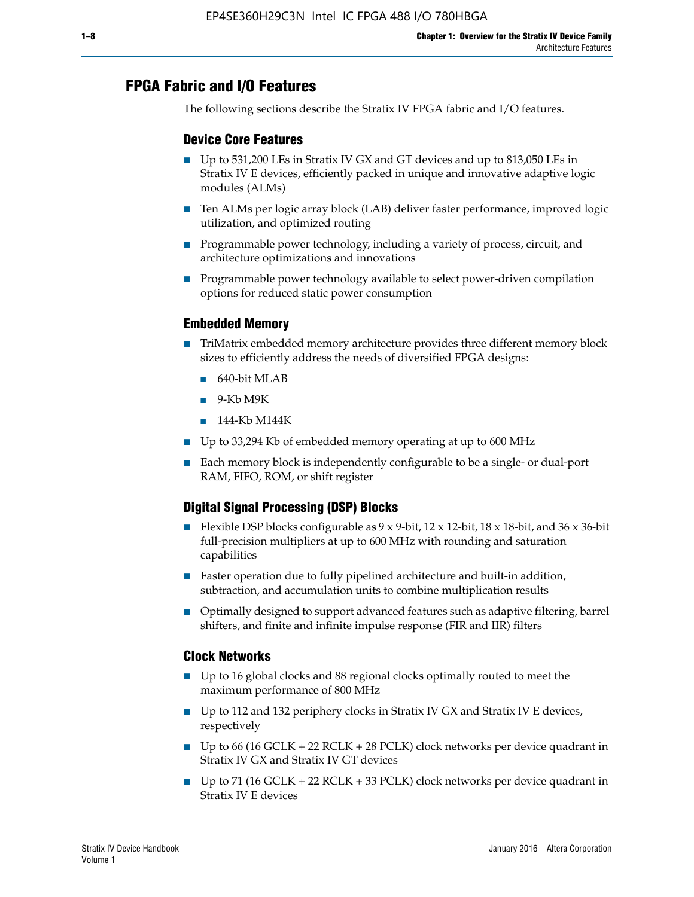## FPGA Fabric and I/O Features

The following sections describe the Stratix IV FPGA fabric and I/O features.

### Device Core Features

- Up to 531,200 LEs in Stratix IV GX and GT devices and up to 813,050 LEs in Stratix IV E devices, efficiently packed in unique and innovative adaptive logic modules (ALMs)
- Ten ALMs per logic array block (LAB) deliver faster performance, improved logic utilization, and optimized routing
- Programmable power technology, including a variety of process, circuit, and architecture optimizations and innovations
- Programmable power technology available to select power-driven compilation options for reduced static power consumption

### Embedded Memory

- TriMatrix embedded memory architecture provides three different memory block sizes to efficiently address the needs of diversified FPGA designs:
  - 640-bit MLAB
  - 9-Kb M9K
  - 144-Kb M144K
- Up to 33,294 Kb of embedded memory operating at up to 600 MHz
- Each memory block is independently configurable to be a single- or dual-port RAM, FIFO, ROM, or shift register

### Digital Signal Processing (DSP) Blocks

- Flexible DSP blocks configurable as 9 x 9-bit, 12 x 12-bit, 18 x 18-bit, and 36 x 36-bit full-precision multipliers at up to 600 MHz with rounding and saturation capabilities
- Faster operation due to fully pipelined architecture and built-in addition, subtraction, and accumulation units to combine multiplication results
- Optimally designed to support advanced features such as adaptive filtering, barrel shifters, and finite and infinite impulse response (FIR and IIR) filters

### Clock Networks

- Up to 16 global clocks and 88 regional clocks optimally routed to meet the maximum performance of 800 MHz
- Up to 112 and 132 periphery clocks in Stratix IV GX and Stratix IV E devices, respectively
- Up to 66 (16 GCLK + 22 RCLK + 28 PCLK) clock networks per device quadrant in Stratix IV GX and Stratix IV GT devices
- Up to 71 (16 GCLK + 22 RCLK + 33 PCLK) clock networks per device quadrant in Stratix IV E devices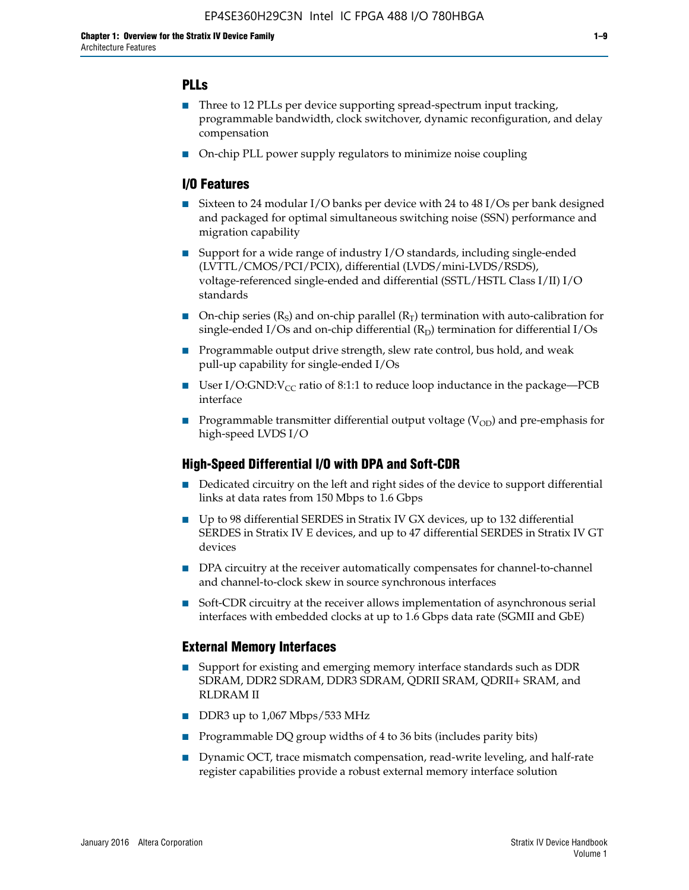## PLLs

- Three to 12 PLLs per device supporting spread-spectrum input tracking, programmable bandwidth, clock switchover, dynamic reconfiguration, and delay compensation
- On-chip PLL power supply regulators to minimize noise coupling

## I/O Features

- Sixteen to 24 modular I/O banks per device with 24 to 48 I/Os per bank designed and packaged for optimal simultaneous switching noise (SSN) performance and migration capability
- Support for a wide range of industry I/O standards, including single-ended (LVTTL/CMOS/PCI/PCIX), differential (LVDS/mini-LVDS/RSDS), voltage-referenced single-ended and differential (SSTL/HSTL Class I/II) I/O standards
- On-chip series ($R_S$) and on-chip parallel ($R_T$) termination with auto-calibration for single-ended I/Os and on-chip differential ($R_D$) termination for differential I/Os
- Programmable output drive strength, slew rate control, bus hold, and weak pull-up capability for single-ended I/Os
- User I/O:GND:$V_{CC}$ ratio of 8:1:1 to reduce loop inductance in the package—PCB interface
- Programmable transmitter differential output voltage ($V_{OD}$) and pre-emphasis for high-speed LVDS I/O

## High-Speed Differential I/O with DPA and Soft-CDR

- Dedicated circuitry on the left and right sides of the device to support differential links at data rates from 150 Mbps to 1.6 Gbps
- Up to 98 differential SERDES in Stratix IV GX devices, up to 132 differential SERDES in Stratix IV E devices, and up to 47 differential SERDES in Stratix IV GT devices
- DPA circuitry at the receiver automatically compensates for channel-to-channel and channel-to-clock skew in source synchronous interfaces
- Soft-CDR circuitry at the receiver allows implementation of asynchronous serial interfaces with embedded clocks at up to 1.6 Gbps data rate (SGMII and GbE)

## External Memory Interfaces

- Support for existing and emerging memory interface standards such as DDR SDRAM, DDR2 SDRAM, DDR3 SDRAM, QDRII SRAM, QDRII+ SRAM, and RLDRAM II
- DDR3 up to 1,067 Mbps/533 MHz
- Programmable DQ group widths of 4 to 36 bits (includes parity bits)
- Dynamic OCT, trace mismatch compensation, read-write leveling, and half-rate register capabilities provide a robust external memory interface solution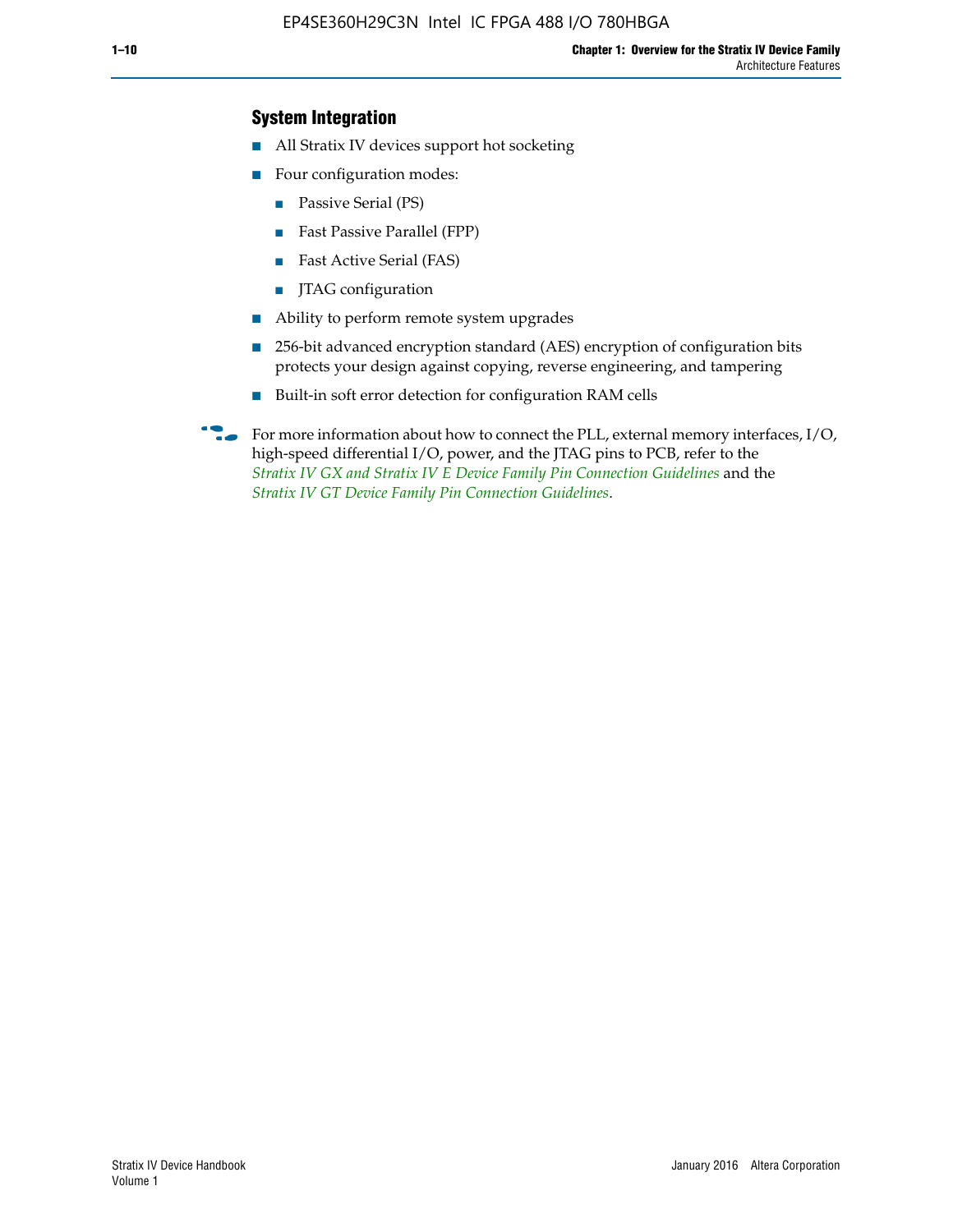## System Integration

- All Stratix IV devices support hot socketing
- Four configuration modes:
  - Passive Serial (PS)
  - Fast Passive Parallel (FPP)
  - Fast Active Serial (FAS)
  - JTAG configuration
- Ability to perform remote system upgrades
- 256-bit advanced encryption standard (AES) encryption of configuration bits protects your design against copying, reverse engineering, and tampering
- Built-in soft error detection for configuration RAM cells

For more information about how to connect the PLL, external memory interfaces, I/O, high-speed differential I/O, power, and the JTAG pins to PCB, refer to the *Stratix IV GX and Stratix IV E Device Family Pin Connection Guidelines* and the *Stratix IV GT Device Family Pin Connection Guidelines*.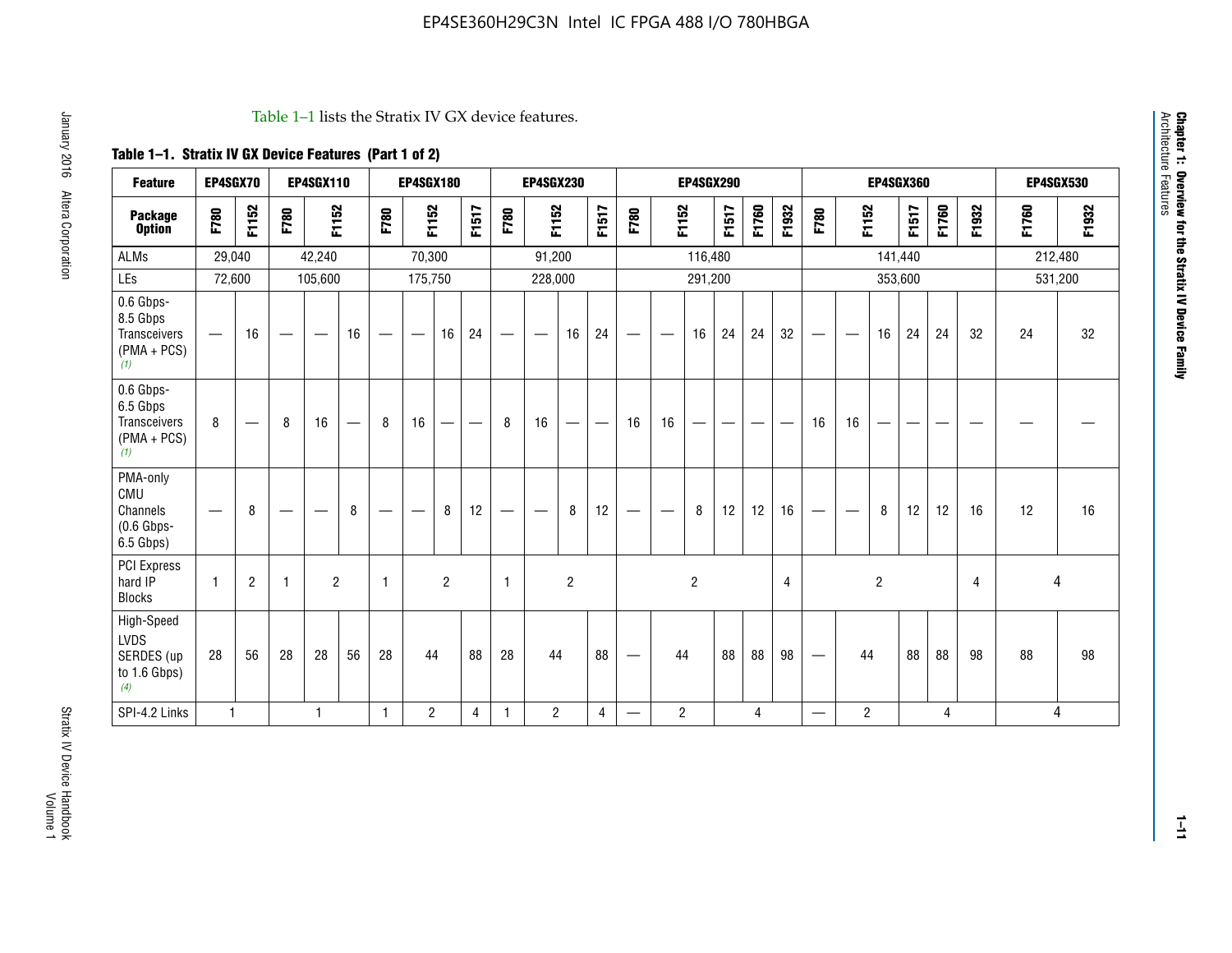Table 1–1 lists the Stratix IV GX device features.

**Table 1–1. Stratix IV GX Device Features (Part 1 of 2)**

| Feature | EP4SGX70 | | EP4SGX110 | | | EP4SGX180 | | | | EP4SGX230 | | | | EP4SGX290 | | | | | | EP4SGX360 | | | | | | EP4SGX530 | |
|---|---|---|---|---|---|---|---|---|---|---|---|---|---|---|---|---|---|---|---|---|---|---|---|---|---|---|---|
| **Package Option** | F780 | F1152 | F780 | F1152 | | F780 | F1152 | | F1517 | F780 | F1152 | | F1517 | F780 | F1152 | | F1517 | F1760 | F1932 | F780 | F1152 | | F1517 | F1760 | F1932 | F1760 | F1932 |
| ALMs | 29,040 | | 42,240 | | | 70,300 | | | | 91,200 | | | | 116,480 | | | | | | 141,440 | | | | | | 212,480 | |
| LEs | 72,600 | | 105,600 | | | 175,750 | | | | 228,000 | | | | 291,200 | | | | | | 353,600 | | | | | | 531,200 | |
| 0.6 Gbps-8.5 Gbps Transceivers (PMA + PCS) (1) | — | 16 | — | — | 16 | — | — | 16 | 24 | — | — | 16 | 24 | — | — | 16 | 24 | 24 | 32 | — | — | 16 | 24 | 24 | 32 | 24 | 32 |
| 0.6 Gbps-6.5 Gbps Transceivers (PMA + PCS) (1) | 8 | — | 8 | 16 | — | 8 | 16 | — | — | 8 | 16 | — | — | 16 | 16 | — | — | — | — | 16 | 16 | — | — | — | — | — | — |
| PMA-only CMU Channels (0.6 Gbps-6.5 Gbps) | — | 8 | — | — | 8 | — | — | 8 | 12 | — | — | 8 | 12 | — | — | 8 | 12 | 12 | 16 | — | — | 8 | 12 | 12 | 16 | 12 | 16 |
| PCI Express hard IP Blocks | 1 | 2 | 1 | 2 | | 1 | 2 | | | 1 | 2 | | | 2 | | | | | 4 | 2 | | | | | 4 | 4 | |
| High-Speed LVDS SERDES (up to 1.6 Gbps) (4) | 28 | 56 | 28 | 28 | 56 | 28 | 44 | | 88 | 28 | 44 | | 88 | — | 44 | | 88 | 88 | 98 | — | 44 | | 88 | 88 | 98 | 88 | 98 |
| SPI-4.2 Links | 1 | | 1 | | | 1 | 2 | | 4 | 1 | 2 | | 4 | — | 2 | | 4 | | | — | 2 | | 4 | | | 4 | |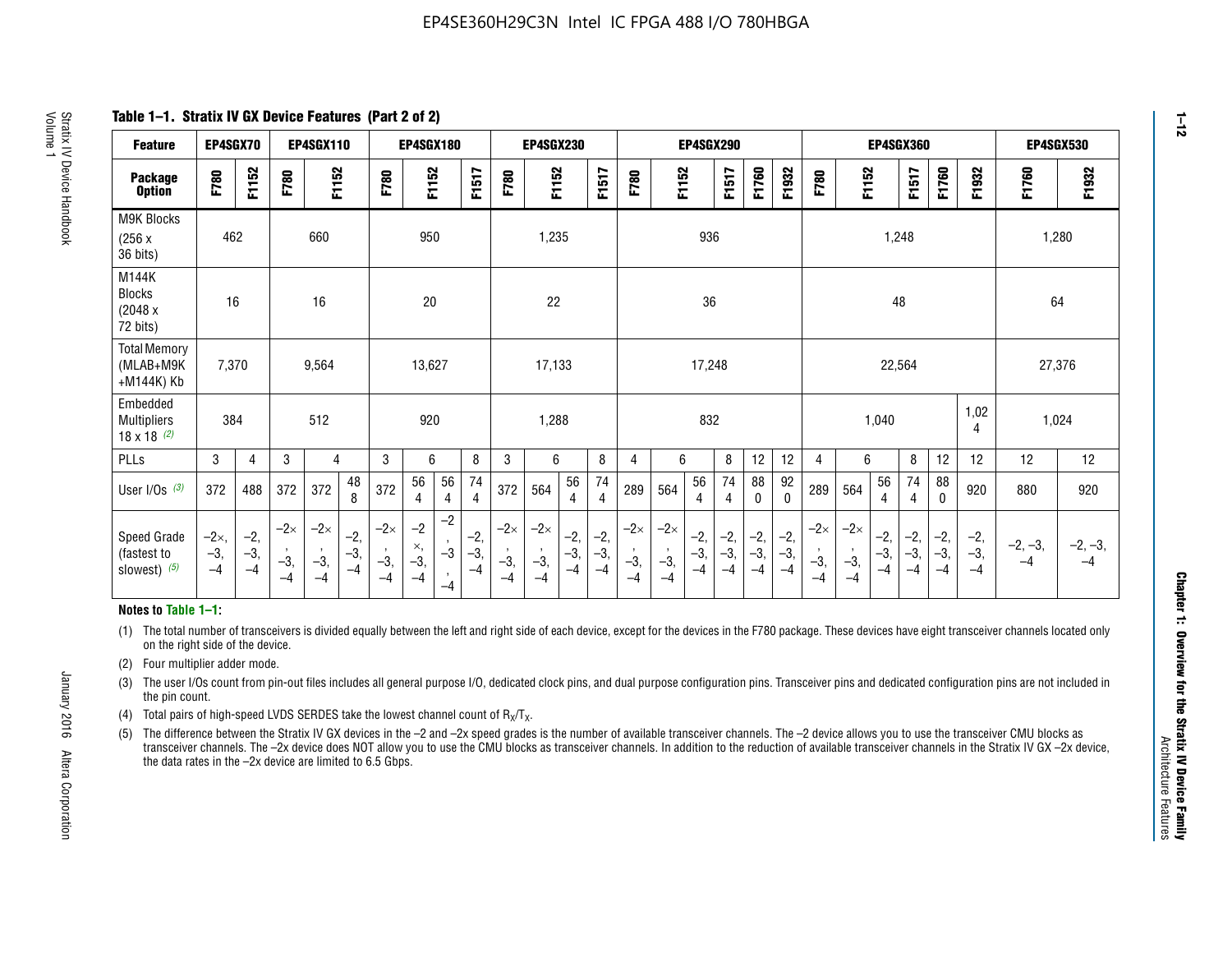**Table 1–1. Stratix IV GX Device Features (Part 2 of 2)**

| Feature | EP4SGX70 | | EP4SGX110 | | | EP4SGX180 | | | | EP4SGX230 | | | | EP4SGX290 | | | | | | EP4SGX360 | | | | | | EP4SGX530 | |
|---|---|---|---|---|---|---|---|---|---|---|---|---|---|---|---|---|---|---|---|---|---|---|---|---|---|---|---|
| Package Option | F780 | F1152 | F780 | F1152 | | F780 | F1152 | | F1517 | F780 | F1152 | | F1517 | F780 | F1152 | | F1517 | F1760 | F1932 | F780 | F1152 | | F1517 | F1760 | F1932 | F1760 | F1932 |
| M9K Blocks (256 x 36 bits) | 462 | | 660 | | | 950 | | | | 1,235 | | | | 936 | | | | | | 1,248 | | | | | | 1,280 | |
| M144K Blocks (2048 x 72 bits) | 16 | | 16 | | | 20 | | | | 22 | | | | 36 | | | | | | 48 | | | | | | 64 | |
| Total Memory (MLAB+M9K +M144K) Kb | 7,370 | | 9,564 | | | 13,627 | | | | 17,133 | | | | 17,248 | | | | | | 22,564 | | | | | | 27,376 | |
| Embedded Multipliers 18 x 18 (2) | 384 | | 512 | | | 920 | | | | 1,288 | | | | 832 | | | | | | 1,040 | | | | | 1,024 | 1,024 | |
| PLLs | 3 | 4 | 3 | 4 | | 3 | 6 | | 8 | 3 | 6 | | 8 | 4 | 6 | | 8 | 12 | 12 | 4 | 6 | | 8 | 12 | 12 | 12 | 12 |
| User I/Os (3) | 372 | 488 | 372 | 372 | 488 | 372 | 564 | 564 | 744 | 372 | 564 | 564 | 744 | 289 | 564 | 564 | 744 | 880 | 920 | 289 | 564 | 564 | 744 | 880 | 920 | 880 | 920 |
| Speed Grade (fastest to slowest) (5) | −2×, −3, −4 | −2, −3, −4 | −2×, −3, −4 | −2×, −3, −4 | −2, −3, −4 | −2×, −3, −4 | −2×, −3, −4 | −2, −3, −4 | −2, −3, −4 | −2×, −3, −4 | −2×, −3, −4 | −2, −3, −4 | −2, −3, −4 | −2×, −3, −4 | −2×, −3, −4 | −2, −3, −4 | −2, −3, −4 | −2, −3, −4 | −2, −3, −4 | −2×, −3, −4 | −2×, −3, −4 | −2, −3, −4 | −2, −3, −4 | −2, −3, −4 | −2, −3, −4 | −2, −3, −4 | −2, −3, −4 |

**Notes to Table 1–1:**

(1) The total number of transceivers is divided equally between the left and right side of each device, except for the devices in the F780 package. These devices have eight transceiver channels located only on the right side of the device.

(2) Four multiplier adder mode.

(3) The user I/Os count from pin-out files includes all general purpose I/O, dedicated clock pins, and dual purpose configuration pins. Transceiver pins and dedicated configuration pins are not included in the pin count.

(4) Total pairs of high-speed LVDS SERDES take the lowest channel count of $R_X/T_X$.

(5) The difference between the Stratix IV GX devices in the −2 and −2x speed grades is the number of available transceiver channels. The −2 device allows you to use the transceiver CMU blocks as transceiver channels. The −2x device does NOT allow you to use the CMU blocks as transceiver channels. In addition to the reduction of available transceiver channels in the Stratix IV GX −2x device, the data rates in the −2x device are limited to 6.5 Gbps.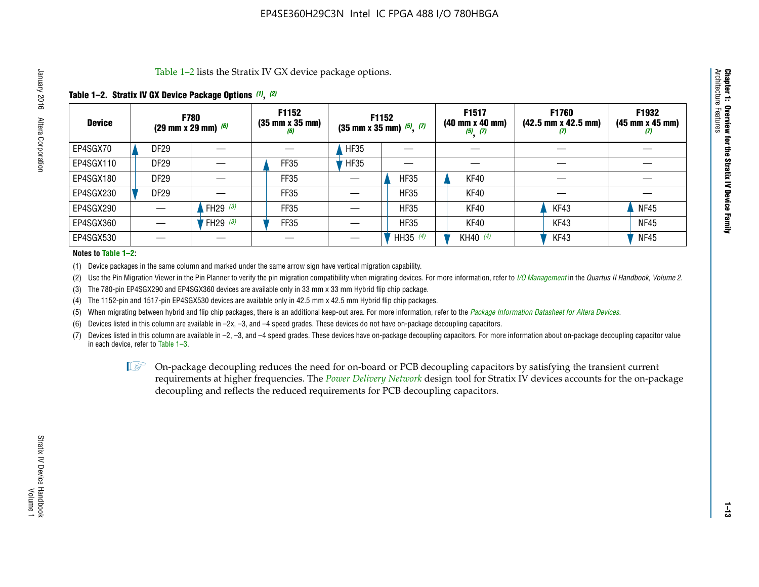Table 1–2 lists the Stratix IV GX device package options.

**Table 1–2. Stratix IV GX Device Package Options (1), (2)**

| Device | F780 (29 mm x 29 mm) (6) | | F1152 (35 mm x 35 mm) (6) | F1152 (35 mm x 35 mm) (5), (7) | | F1517 (40 mm x 40 mm) (5), (7) | F1760 (42.5 mm x 42.5 mm) (7) | F1932 (45 mm x 45 mm) (7) |
|---|---|---|---|---|---|---|---|---|
| EP4SGX70 | DF29 | — | — | HF35 | — | — | — | — |
| EP4SGX110 | DF29 | — | FF35 | HF35 | — | — | — | — |
| EP4SGX180 | DF29 | — | FF35 | — | HF35 | KF40 | — | — |
| EP4SGX230 | DF29 | — | FF35 | — | HF35 | KF40 | — | — |
| EP4SGX290 | — | FH29 (3) | FF35 | — | HF35 | KF40 | KF43 | NF45 |
| EP4SGX360 | — | FH29 (3) | FF35 | — | HF35 | KF40 | KF43 | NF45 |
| EP4SGX530 | — | — | — | — | HH35 (4) | KH40 (4) | KF43 | NF45 |

**Notes to Table 1–2:**

(1) Device packages in the same column and marked under the same arrow sign have vertical migration capability.

(2) Use the Pin Migration Viewer in the Pin Planner to verify the pin migration compatibility when migrating devices. For more information, refer to *I/O Management* in the *Quartus II Handbook, Volume 2*.

(3) The 780-pin EP4SGX290 and EP4SGX360 devices are available only in 33 mm x 33 mm Hybrid flip chip package.

(4) The 1152-pin and 1517-pin EP4SGX530 devices are available only in 42.5 mm x 42.5 mm Hybrid flip chip packages.

(5) When migrating between hybrid and flip chip packages, there is an additional keep-out area. For more information, refer to the *Package Information Datasheet for Altera Devices*.

(6) Devices listed in this column are available in –2x, –3, and –4 speed grades. These devices do not have on-package decoupling capacitors.

(7) Devices listed in this column are available in –2, –3, and –4 speed grades. These devices have on-package decoupling capacitors. For more information about on-package decoupling capacitor value in each device, refer to Table 1–3.

On-package decoupling reduces the need for on-board or PCB decoupling capacitors by satisfying the transient current requirements at higher frequencies. The *Power Delivery Network* design tool for Stratix IV devices accounts for the on-package decoupling and reflects the reduced requirements for PCB decoupling capacitors.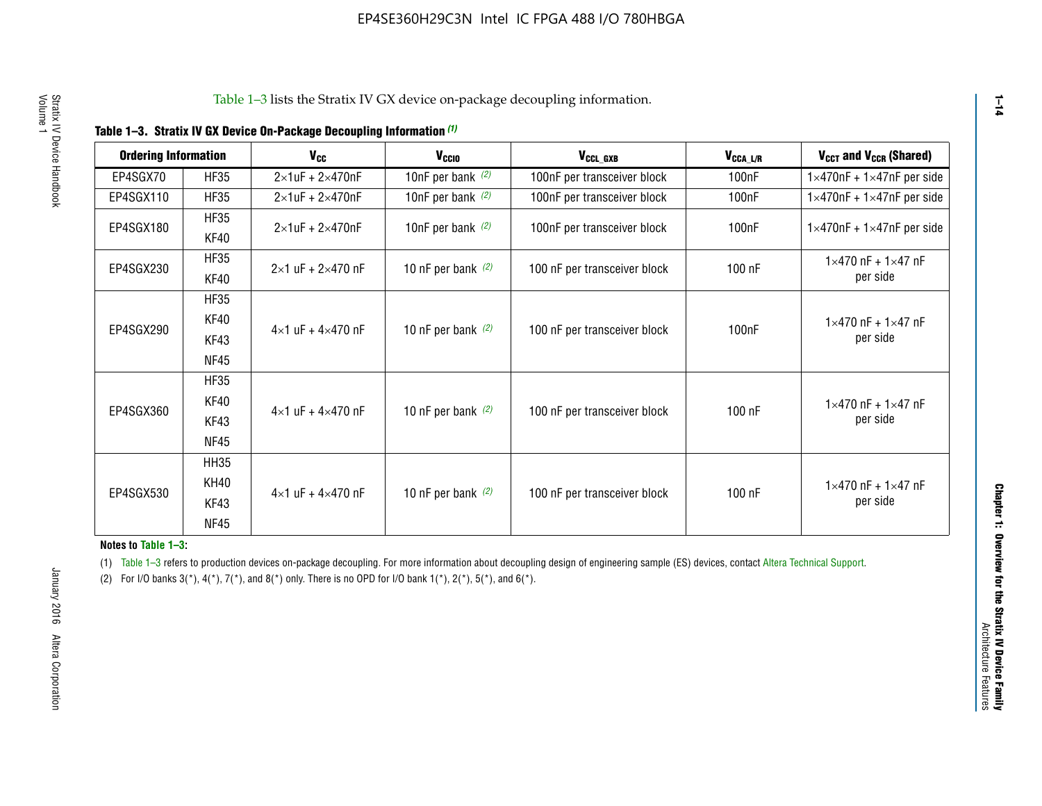Table 1–3 lists the Stratix IV GX device on-package decoupling information.

**Table 1–3. Stratix IV GX Device On-Package Decoupling Information (1)**

| Ordering Information | | $V_{CC}$ | $V_{CCIO}$ | $V_{CCL\_GXB}$ | $V_{CCA\_L/R}$ | $V_{CCT}$ and $V_{CCR}$ (Shared) |
|---|---|---|---|---|---|---|
| EP4SGX70 | HF35 | 2×1uF + 2×470nF | 10nF per bank (2) | 100nF per transceiver block | 100nF | 1×470nF + 1×47nF per side |
| EP4SGX110 | HF35 | 2×1uF + 2×470nF | 10nF per bank (2) | 100nF per transceiver block | 100nF | 1×470nF + 1×47nF per side |
| EP4SGX180 | HF35<br>KF40 | 2×1uF + 2×470nF | 10nF per bank (2) | 100nF per transceiver block | 100nF | 1×470nF + 1×47nF per side |
| EP4SGX230 | HF35<br>KF40 | 2×1 uF + 2×470 nF | 10 nF per bank (2) | 100 nF per transceiver block | 100 nF | 1×470 nF + 1×47 nF per side |
| EP4SGX290 | HF35<br>KF40<br>KF43<br>NF45 | 4×1 uF + 4×470 nF | 10 nF per bank (2) | 100 nF per transceiver block | 100nF | 1×470 nF + 1×47 nF per side |
| EP4SGX360 | HF35<br>KF40<br>KF43<br>NF45 | 4×1 uF + 4×470 nF | 10 nF per bank (2) | 100 nF per transceiver block | 100 nF | 1×470 nF + 1×47 nF per side |
| EP4SGX530 | HH35<br>KH40<br>KF43<br>NF45 | 4×1 uF + 4×470 nF | 10 nF per bank (2) | 100 nF per transceiver block | 100 nF | 1×470 nF + 1×47 nF per side |

**Notes to Table 1–3:**

(1) Table 1–3 refers to production devices on-package decoupling. For more information about decoupling design of engineering sample (ES) devices, contact Altera Technical Support.

(2) For I/O banks 3(*), 4(*), 7(*), and 8(*) only. There is no OPD for I/O bank 1(*), 2(*), 5(*), and 6(*).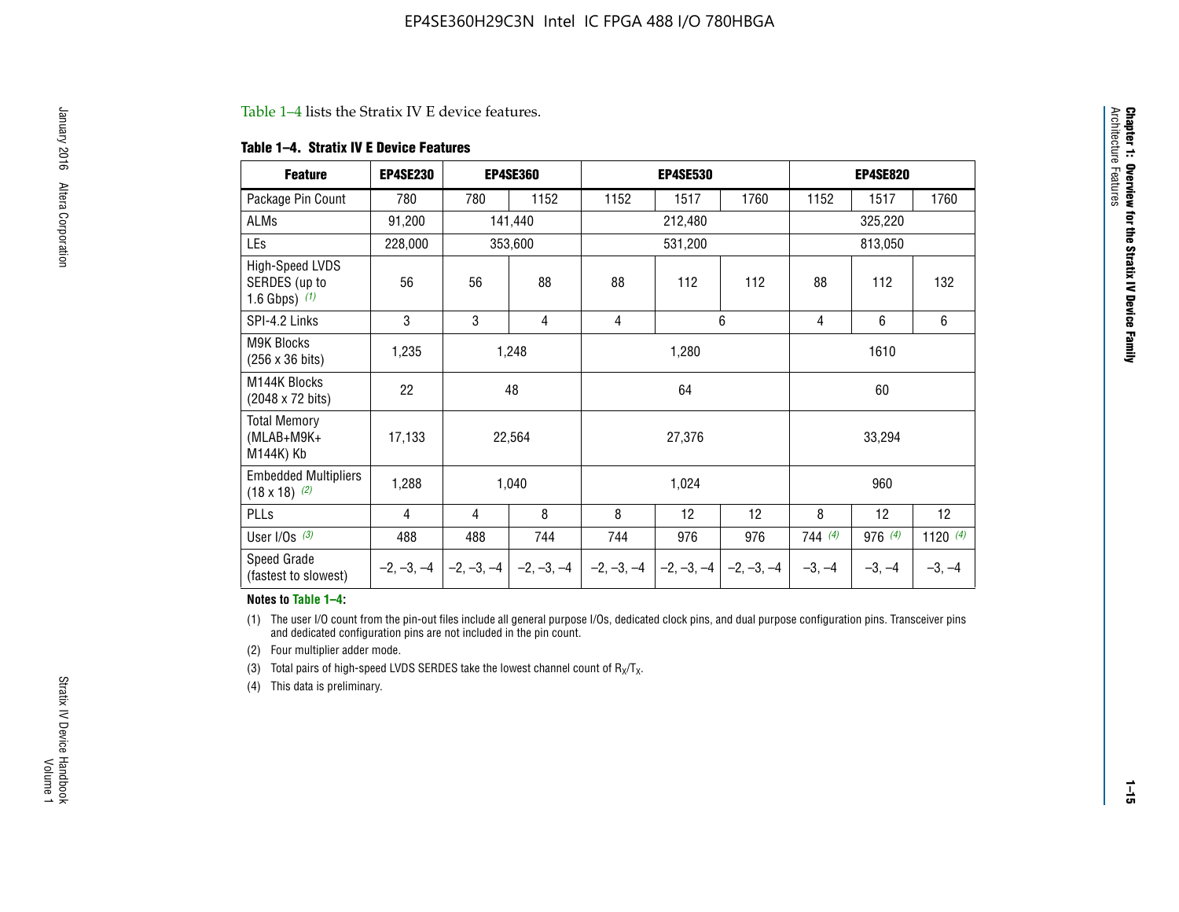Table 1–4 lists the Stratix IV E device features.

**Table 1–4. Stratix IV E Device Features**

| Feature | EP4SE230 | EP4SE360 | | EP4SE530 | | | EP4SE820 | | |
|---|---|---|---|---|---|---|---|---|---|
| Package Pin Count | 780 | 780 | 1152 | 1152 | 1517 | 1760 | 1152 | 1517 | 1760 |
| ALMs | 91,200 | 141,440 | | 212,480 | | | 325,220 | | |
| LEs | 228,000 | 353,600 | | 531,200 | | | 813,050 | | |
| High-Speed LVDS SERDES (up to 1.6 Gbps) *(1)* | 56 | 56 | 88 | 88 | 112 | 112 | 88 | 112 | 132 |
| SPI-4.2 Links | 3 | 3 | 4 | 4 | 6 | | 4 | 6 | 6 |
| M9K Blocks (256 x 36 bits) | 1,235 | 1,248 | | 1,280 | | | 1610 | | |
| M144K Blocks (2048 x 72 bits) | 22 | 48 | | 64 | | | 60 | | |
| Total Memory (MLAB+M9K+ M144K) Kb | 17,133 | 22,564 | | 27,376 | | | 33,294 | | |
| Embedded Multipliers (18 x 18) *(2)* | 1,288 | 1,040 | | 1,024 | | | 960 | | |
| PLLs | 4 | 4 | 8 | 8 | 12 | 12 | 8 | 12 | 12 |
| User I/Os *(3)* | 488 | 488 | 744 | 744 | 976 | 976 | 744 *(4)* | 976 *(4)* | 1120 *(4)* |
| Speed Grade (fastest to slowest) | –2, –3, –4 | –2, –3, –4 | –2, –3, –4 | –2, –3, –4 | –2, –3, –4 | –2, –3, –4 | –3, –4 | –3, –4 | –3, –4 |

**Notes to Table 1–4:**

(1) The user I/O count from the pin-out files include all general purpose I/Os, dedicated clock pins, and dual purpose configuration pins. Transceiver pins and dedicated configuration pins are not included in the pin count.

(2) Four multiplier adder mode.

(3) Total pairs of high-speed LVDS SERDES take the lowest channel count of $R_X/T_X$.

(4) This data is preliminary.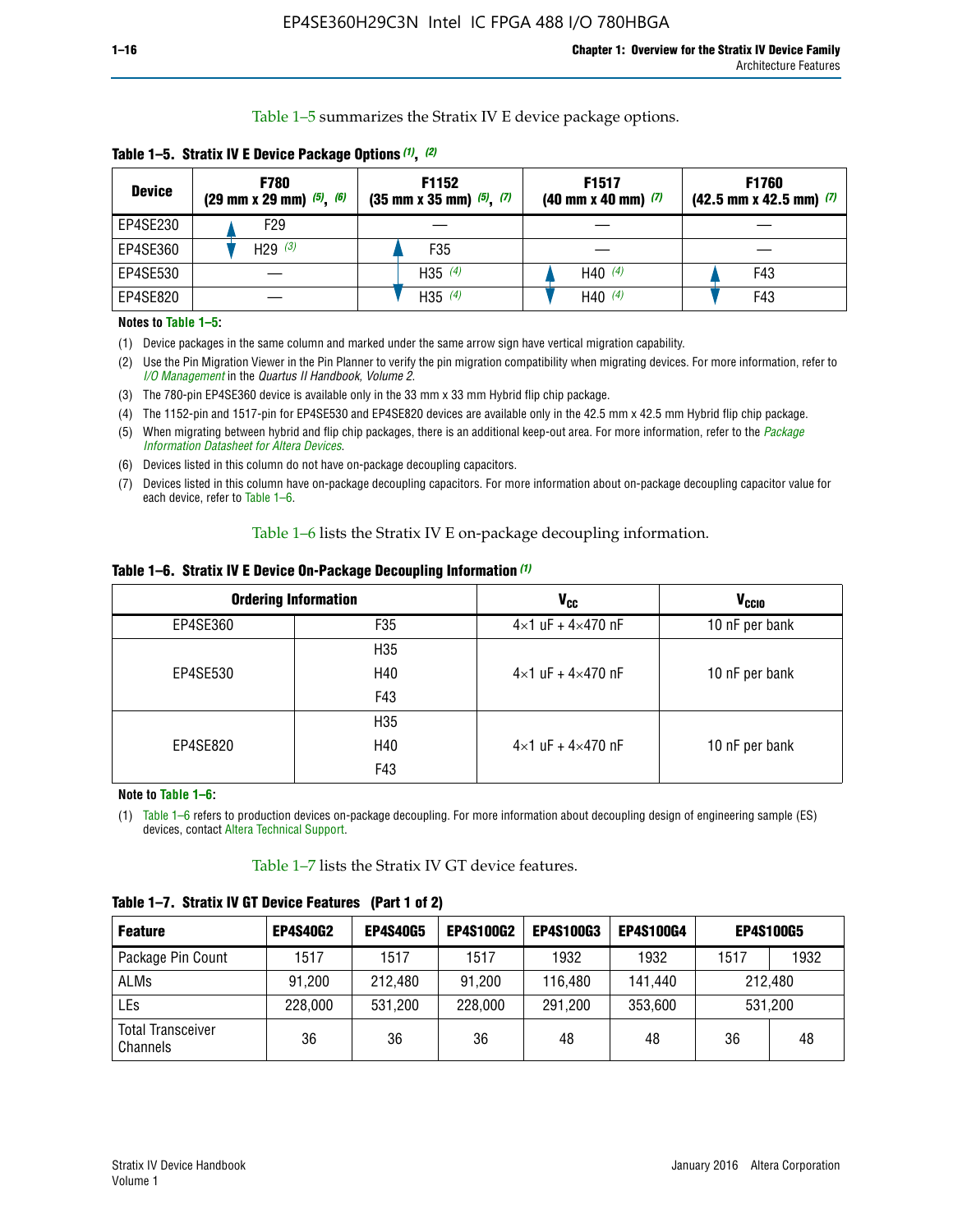Table 1–5 summarizes the Stratix IV E device package options.

**Table 1–5. Stratix IV E Device Package Options (1), (2)**

| Device | F780 (29 mm x 29 mm) (5), (6) | F1152 (35 mm x 35 mm) (5), (7) | F1517 (40 mm x 40 mm) (7) | F1760 (42.5 mm x 42.5 mm) (7) |
|---|---|---|---|---|
| EP4SE230 | F29 | — | — | — |
| EP4SE360 | H29 (3) | F35 | — | — |
| EP4SE530 | — | H35 (4) | H40 (4) | F43 |
| EP4SE820 | — | H35 (4) | H40 (4) | F43 |

**Notes to Table 1–5:**

(1) Device packages in the same column and marked under the same arrow sign have vertical migration capability.

(2) Use the Pin Migration Viewer in the Pin Planner to verify the pin migration compatibility when migrating devices. For more information, refer to *I/O Management* in the *Quartus II Handbook, Volume 2*.

(3) The 780-pin EP4SE360 device is available only in the 33 mm x 33 mm Hybrid flip chip package.

(4) The 1152-pin and 1517-pin for EP4SE530 and EP4SE820 devices are available only in the 42.5 mm x 42.5 mm Hybrid flip chip package.

(5) When migrating between hybrid and flip chip packages, there is an additional keep-out area. For more information, refer to the *Package Information Datasheet for Altera Devices*.

(6) Devices listed in this column do not have on-package decoupling capacitors.

(7) Devices listed in this column have on-package decoupling capacitors. For more information about on-package decoupling capacitor value for each device, refer to Table 1–6.

Table 1–6 lists the Stratix IV E on-package decoupling information.

**Table 1–6. Stratix IV E Device On-Package Decoupling Information (1)**

| Ordering Information | | $V_{CC}$ | $V_{CCIO}$ |
|---|---|---|---|
| EP4SE360 | F35 | 4×1 uF + 4×470 nF | 10 nF per bank |
| EP4SE530 | H35<br>H40<br>F43 | 4×1 uF + 4×470 nF | 10 nF per bank |
| EP4SE820 | H35<br>H40<br>F43 | 4×1 uF + 4×470 nF | 10 nF per bank |

**Note to Table 1–6:**

(1) Table 1–6 refers to production devices on-package decoupling. For more information about decoupling design of engineering sample (ES) devices, contact Altera Technical Support.

Table 1–7 lists the Stratix IV GT device features.

**Table 1–7. Stratix IV GT Device Features (Part 1 of 2)**

| Feature | EP4S40G2 | EP4S40G5 | EP4S100G2 | EP4S100G3 | EP4S100G4 | EP4S100G5 | |
|---|---|---|---|---|---|---|---|
| Package Pin Count | 1517 | 1517 | 1517 | 1932 | 1932 | 1517 | 1932 |
| ALMs | 91,200 | 212,480 | 91,200 | 116,480 | 141,440 | 212,480 | |
| LEs | 228,000 | 531,200 | 228,000 | 291,200 | 353,600 | 531,200 | |
| Total Transceiver Channels | 36 | 36 | 36 | 48 | 48 | 36 | 48 |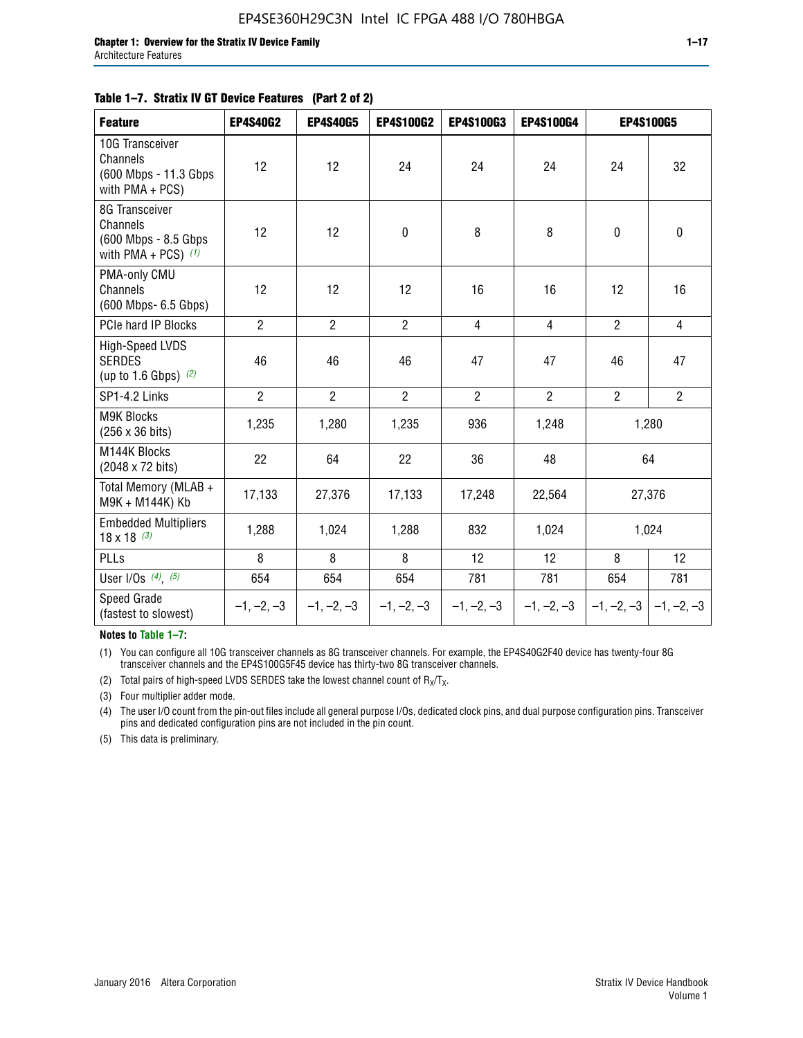**Table 1–7. Stratix IV GT Device Features (Part 2 of 2)**

| Feature | EP4S40G2 | EP4S40G5 | EP4S100G2 | EP4S100G3 | EP4S100G4 | EP4S100G5 | |
|---|---|---|---|---|---|---|---|
| 10G Transceiver Channels (600 Mbps - 11.3 Gbps with PMA + PCS) | 12 | 12 | 24 | 24 | 24 | 24 | 32 |
| 8G Transceiver Channels (600 Mbps - 8.5 Gbps with PMA + PCS) *(1)* | 12 | 12 | 0 | 8 | 8 | 0 | 0 |
| PMA-only CMU Channels (600 Mbps- 6.5 Gbps) | 12 | 12 | 12 | 16 | 16 | 12 | 16 |
| PCIe hard IP Blocks | 2 | 2 | 2 | 4 | 4 | 2 | 4 |
| High-Speed LVDS SERDES (up to 1.6 Gbps) *(2)* | 46 | 46 | 46 | 47 | 47 | 46 | 47 |
| SP1-4.2 Links | 2 | 2 | 2 | 2 | 2 | 2 | 2 |
| M9K Blocks (256 x 36 bits) | 1,235 | 1,280 | 1,235 | 936 | 1,248 | 1,280 | |
| M144K Blocks (2048 x 72 bits) | 22 | 64 | 22 | 36 | 48 | 64 | |
| Total Memory (MLAB + M9K + M144K) Kb | 17,133 | 27,376 | 17,133 | 17,248 | 22,564 | 27,376 | |
| Embedded Multipliers 18 x 18 *(3)* | 1,288 | 1,024 | 1,288 | 832 | 1,024 | 1,024 | |
| PLLs | 8 | 8 | 8 | 12 | 12 | 8 | 12 |
| User I/Os *(4)*, *(5)* | 654 | 654 | 654 | 781 | 781 | 654 | 781 |
| Speed Grade (fastest to slowest) | –1, –2, –3 | –1, –2, –3 | –1, –2, –3 | –1, –2, –3 | –1, –2, –3 | –1, –2, –3 | –1, –2, –3 |

**Notes to Table 1–7:**

(1) You can configure all 10G transceiver channels as 8G transceiver channels. For example, the EP4S40G2F40 device has twenty-four 8G transceiver channels and the EP4S100G5F45 device has thirty-two 8G transceiver channels.

(2) Total pairs of high-speed LVDS SERDES take the lowest channel count of $R_X/T_X$.

(3) Four multiplier adder mode.

(4) The user I/O count from the pin-out files include all general purpose I/Os, dedicated clock pins, and dual purpose configuration pins. Transceiver pins and dedicated configuration pins are not included in the pin count.

(5) This data is preliminary.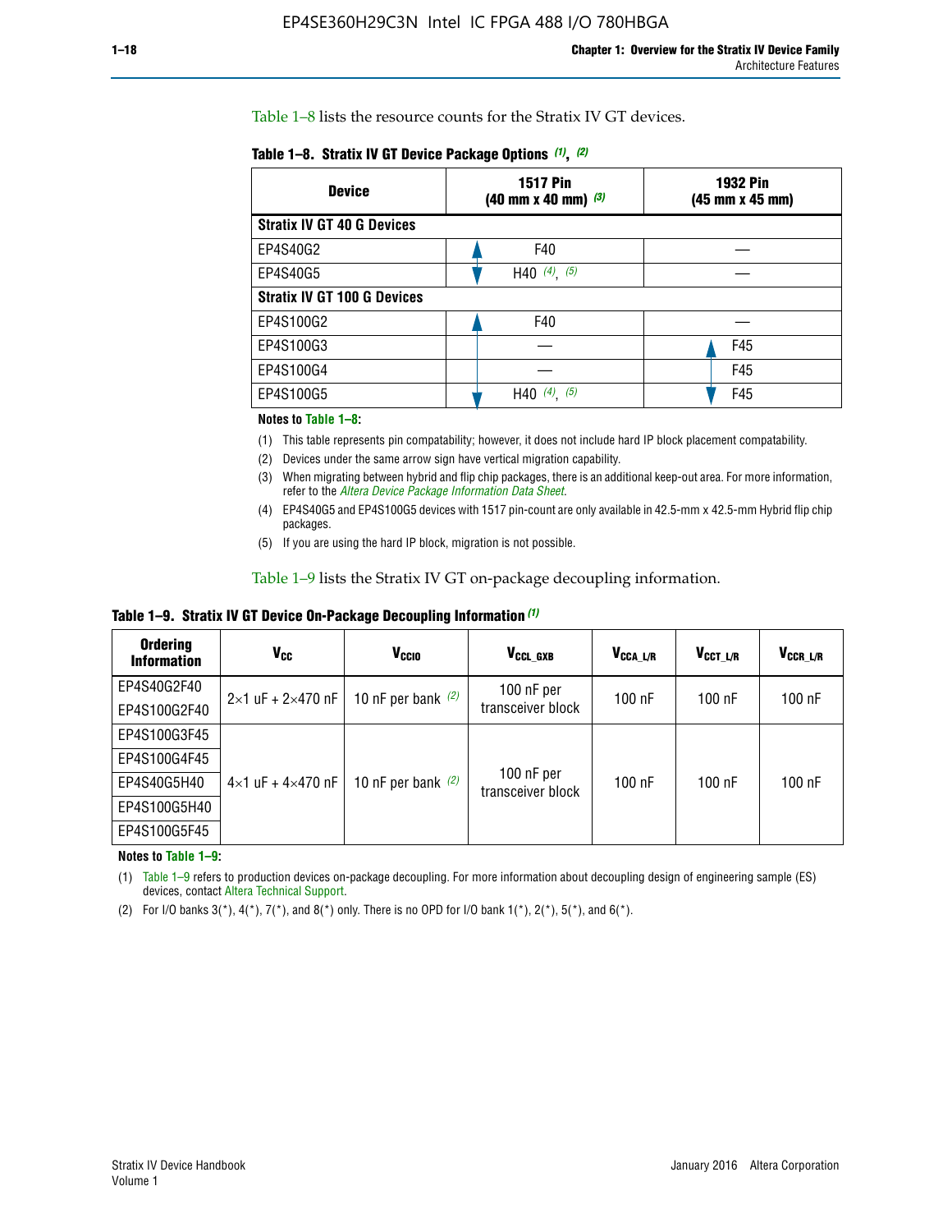Table 1–8 lists the resource counts for the Stratix IV GT devices.

**Table 1–8. Stratix IV GT Device Package Options (1), (2)**

| Device | 1517 Pin (40 mm x 40 mm) (3) | 1932 Pin (45 mm x 45 mm) |
|---|---|---|
| **Stratix IV GT 40 G Devices** | | |
| EP4S40G2 | F40 | — |
| EP4S40G5 | H40 (4), (5) | — |
| **Stratix IV GT 100 G Devices** | | |
| EP4S100G2 | F40 | — |
| EP4S100G3 | — | F45 |
| EP4S100G4 | — | F45 |
| EP4S100G5 | H40 (4), (5) | F45 |

**Notes to Table 1–8:**

(1) This table represents pin compatability; however, it does not include hard IP block placement compatability.

(2) Devices under the same arrow sign have vertical migration capability.

(3) When migrating between hybrid and flip chip packages, there is an additional keep-out area. For more information, refer to the *Altera Device Package Information Data Sheet*.

(4) EP4S40G5 and EP4S100G5 devices with 1517 pin-count are only available in 42.5-mm x 42.5-mm Hybrid flip chip packages.

(5) If you are using the hard IP block, migration is not possible.

Table 1–9 lists the Stratix IV GT on-package decoupling information.

**Table 1–9. Stratix IV GT Device On-Package Decoupling Information (1)**

| Ordering Information | $V_{CC}$ | $V_{CCIO}$ | $V_{CCL\_GXB}$ | $V_{CCA\_L/R}$ | $V_{CCT\_L/R}$ | $V_{CCR\_L/R}$ |
|---|---|---|---|---|---|---|
| EP4S40G2F40 | 2×1 uF + 2×470 nF | 10 nF per bank (2) | 100 nF per transceiver block | 100 nF | 100 nF | 100 nF |
| EP4S100G2F40 | | | | | | |
| EP4S100G3F45 | 4×1 uF + 4×470 nF | 10 nF per bank (2) | 100 nF per transceiver block | 100 nF | 100 nF | 100 nF |
| EP4S100G4F45 | | | | | | |
| EP4S40G5H40 | | | | | | |
| EP4S100G5H40 | | | | | | |
| EP4S100G5F45 | | | | | | |

**Notes to Table 1–9:**

(1) Table 1–9 refers to production devices on-package decoupling. For more information about decoupling design of engineering sample (ES) devices, contact Altera Technical Support.

(2) For I/O banks 3(*), 4(*), 7(*), and 8(*) only. There is no OPD for I/O bank 1(*), 2(*), 5(*), and 6(*).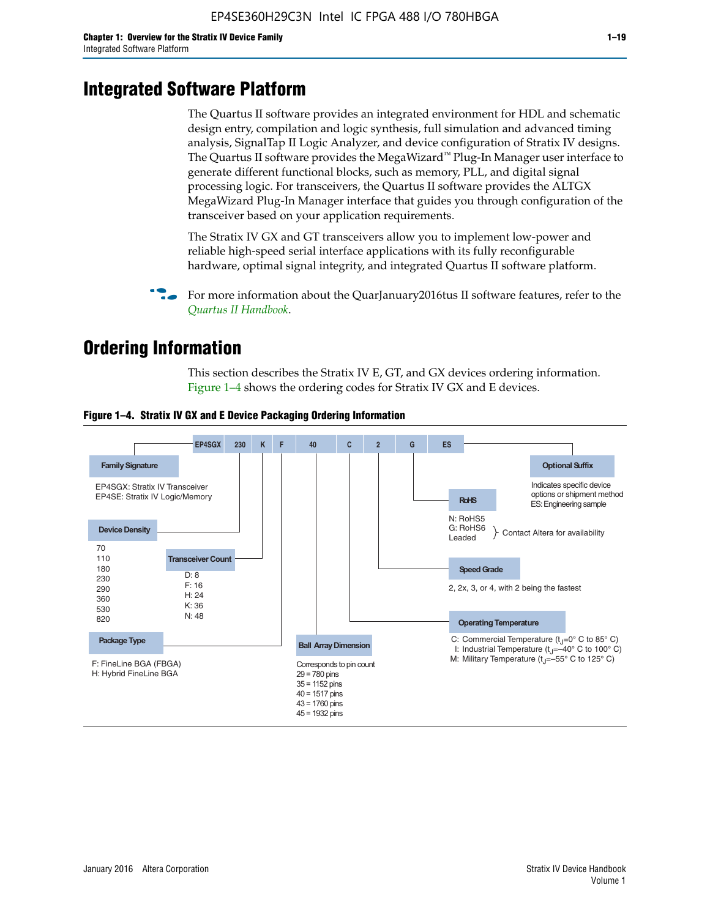# Integrated Software Platform

The Quartus II software provides an integrated environment for HDL and schematic design entry, compilation and logic synthesis, full simulation and advanced timing analysis, SignalTap II Logic Analyzer, and device configuration of Stratix IV designs. The Quartus II software provides the MegaWizard™ Plug-In Manager user interface to generate different functional blocks, such as memory, PLL, and digital signal processing logic. For transceivers, the Quartus II software provides the ALTGX MegaWizard Plug-In Manager interface that guides you through configuration of the transceiver based on your application requirements.

The Stratix IV GX and GT transceivers allow you to implement low-power and reliable high-speed serial interface applications with its fully reconfigurable hardware, optimal signal integrity, and integrated Quartus II software platform.

For more information about the QuarJanuary2016tus II software features, refer to the *Quartus II Handbook*.

# Ordering Information

This section describes the Stratix IV E, GT, and GX devices ordering information. Figure 1–4 shows the ordering codes for Stratix IV GX and E devices.

**Figure 1–4. Stratix IV GX and E Device Packaging Ordering Information**

EP4SGX | 230 | K | F | 40 | C | 2 | G | ES

**Family Signature**
- EP4SGX: Stratix IV Transceiver
- EP4SE: Stratix IV Logic/Memory

**Device Density**
70, 110, 180, 230, 290, 360, 530, 820

**Transceiver Count**
- D: 8
- F: 16
- H: 24
- K: 36
- N: 48

**Package Type**
- F: FineLine BGA (FBGA)
- H: Hybrid FineLine BGA

**Ball Array Dimension**
Corresponds to pin count
- 29 = 780 pins
- 35 = 1152 pins
- 40 = 1517 pins
- 43 = 1760 pins
- 45 = 1932 pins

**Operating Temperature**
- C: Commercial Temperature ($t_J$=0° C to 85° C)
- I: Industrial Temperature ($t_J$=–40° C to 100° C)
- M: Military Temperature ($t_J$=–55° C to 125° C)

**Speed Grade**
2, 2x, 3, or 4, with 2 being the fastest

**RoHS**
- N: RoHS5
- G: RoHS6
- Leaded

(RoHS6 and Leaded: Contact Altera for availability)

**Optional Suffix**
Indicates specific device options or shipment method
ES: Engineering sample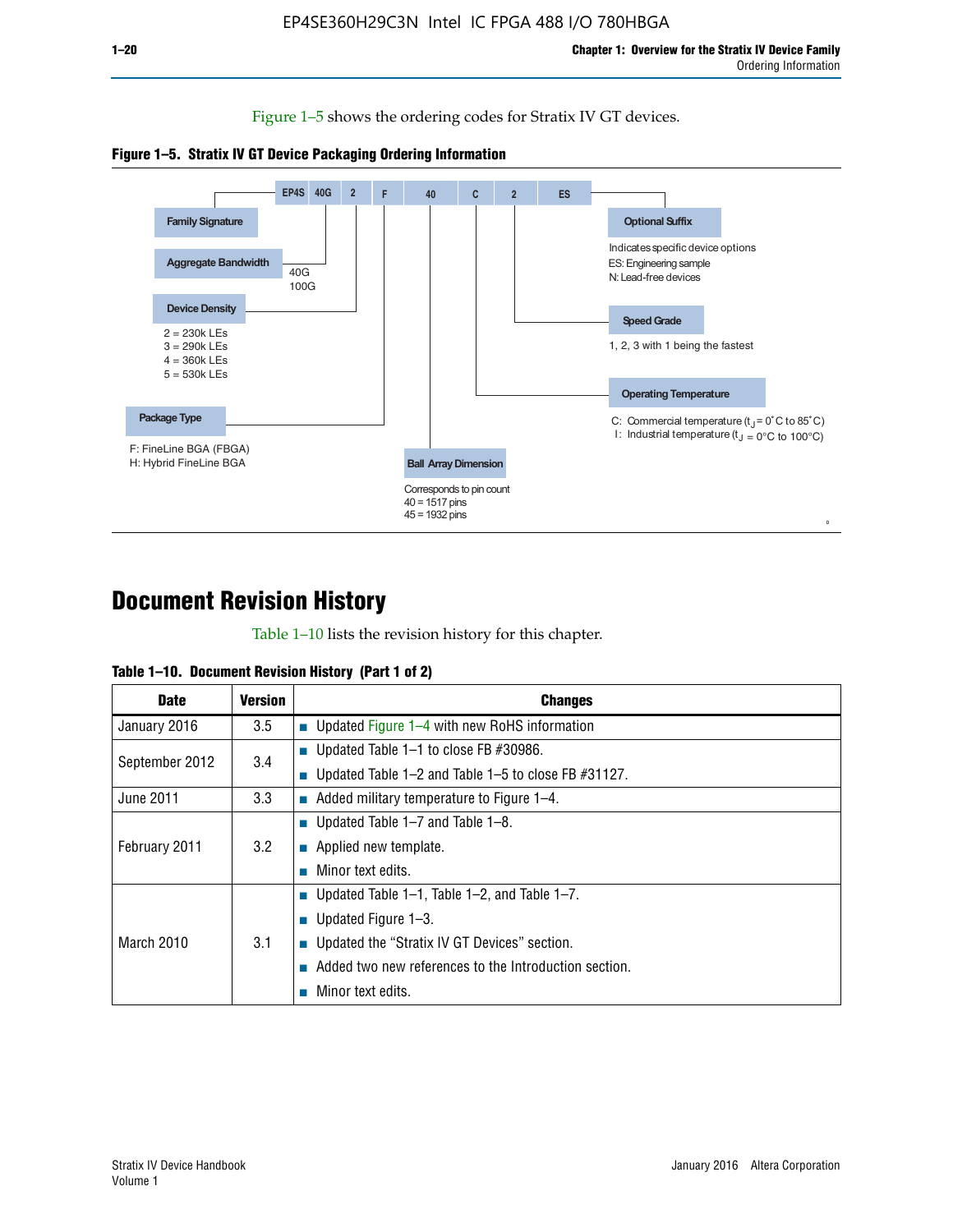Figure 1–5 shows the ordering codes for Stratix IV GT devices.

**Figure 1–5. Stratix IV GT Device Packaging Ordering Information**

EP4S 40G 2 F 40 C 2 ES

- **Family Signature**
- **Aggregate Bandwidth**: 40G, 100G
- **Device Density**: 2 = 230k LEs, 3 = 290k LEs, 4 = 360k LEs, 5 = 530k LEs
- **Package Type**: F: FineLine BGA (FBGA), H: Hybrid FineLine BGA
- **Ball Array Dimension**: Corresponds to pin count, 40 = 1517 pins, 45 = 1932 pins
- **Operating Temperature**: C: Commercial temperature ($t_J$ = 0˚C to 85˚C), I: Industrial temperature ($t_J$ = 0°C to 100°C)
- **Speed Grade**: 1, 2, 3 with 1 being the fastest
- **Optional Suffix**: Indicates specific device options, ES: Engineering sample, N: Lead-free devices

# Document Revision History

Table 1–10 lists the revision history for this chapter.

**Table 1–10. Document Revision History (Part 1 of 2)**

| Date | Version | Changes |
|---|---|---|
| January 2016 | 3.5 | ■ Updated Figure 1–4 with new RoHS information |
| September 2012 | 3.4 | ■ Updated Table 1–1 to close FB #30986.<br>■ Updated Table 1–2 and Table 1–5 to close FB #31127. |
| June 2011 | 3.3 | ■ Added military temperature to Figure 1–4. |
| February 2011 | 3.2 | ■ Updated Table 1–7 and Table 1–8.<br>■ Applied new template.<br>■ Minor text edits. |
| March 2010 | 3.1 | ■ Updated Table 1–1, Table 1–2, and Table 1–7.<br>■ Updated Figure 1–3.<br>■ Updated the "Stratix IV GT Devices" section.<br>■ Added two new references to the Introduction section.<br>■ Minor text edits. |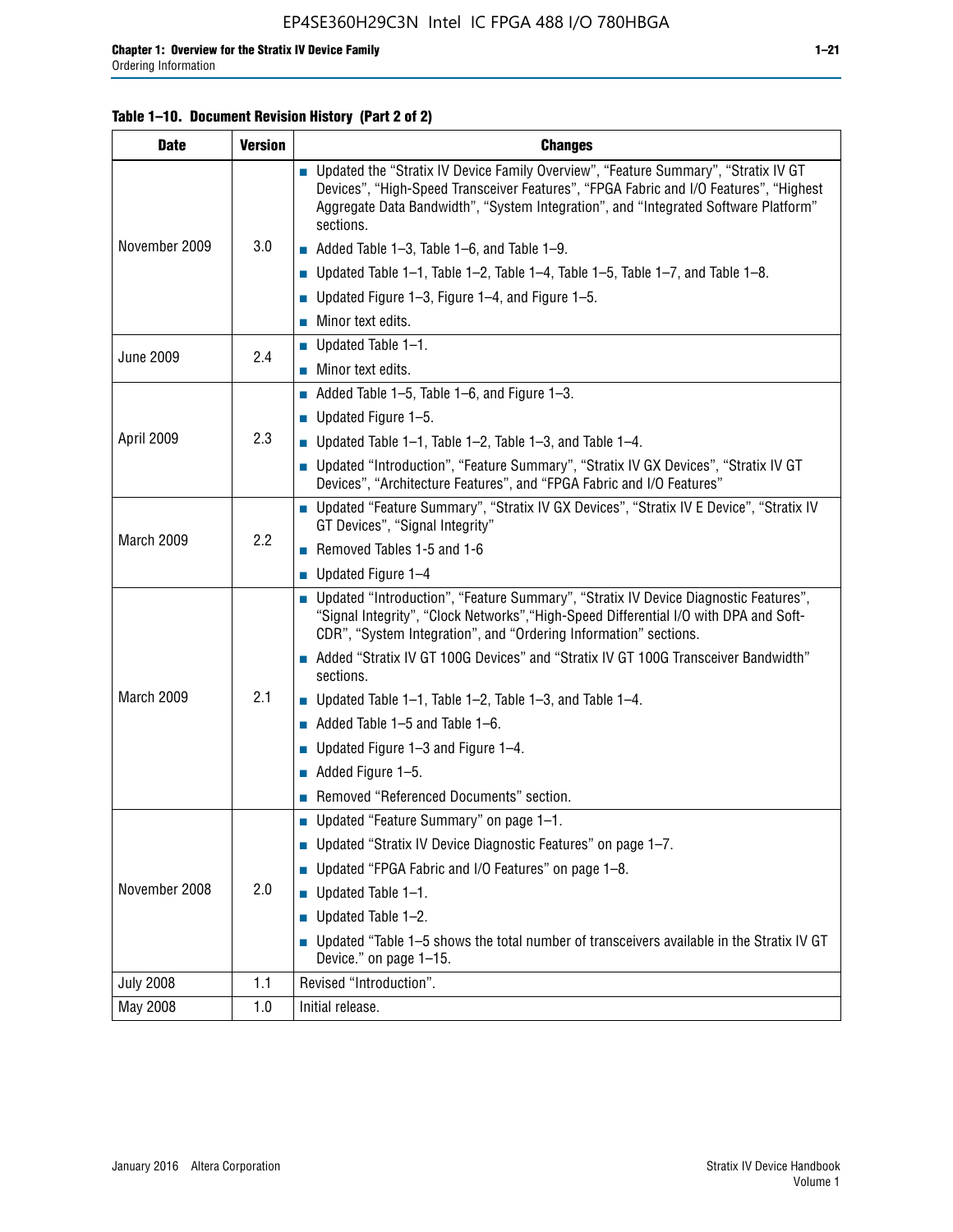**Table 1–10. Document Revision History (Part 2 of 2)**

| Date | Version | Changes |
|---|---|---|
| November 2009 | 3.0 | ■ Updated the "Stratix IV Device Family Overview", "Feature Summary", "Stratix IV GT Devices", "High-Speed Transceiver Features", "FPGA Fabric and I/O Features", "Highest Aggregate Data Bandwidth", "System Integration", and "Integrated Software Platform" sections.<br>■ Added Table 1–3, Table 1–6, and Table 1–9.<br>■ Updated Table 1–1, Table 1–2, Table 1–4, Table 1–5, Table 1–7, and Table 1–8.<br>■ Updated Figure 1–3, Figure 1–4, and Figure 1–5.<br>■ Minor text edits. |
| June 2009 | 2.4 | ■ Updated Table 1–1.<br>■ Minor text edits. |
| April 2009 | 2.3 | ■ Added Table 1–5, Table 1–6, and Figure 1–3.<br>■ Updated Figure 1–5.<br>■ Updated Table 1–1, Table 1–2, Table 1–3, and Table 1–4.<br>■ Updated "Introduction", "Feature Summary", "Stratix IV GX Devices", "Stratix IV GT Devices", "Architecture Features", and "FPGA Fabric and I/O Features" |
| March 2009 | 2.2 | ■ Updated "Feature Summary", "Stratix IV GX Devices", "Stratix IV E Device", "Stratix IV GT Devices", "Signal Integrity"<br>■ Removed Tables 1-5 and 1-6<br>■ Updated Figure 1–4 |
| March 2009 | 2.1 | ■ Updated "Introduction", "Feature Summary", "Stratix IV Device Diagnostic Features", "Signal Integrity", "Clock Networks","High-Speed Differential I/O with DPA and Soft-CDR", "System Integration", and "Ordering Information" sections.<br>■ Added "Stratix IV GT 100G Devices" and "Stratix IV GT 100G Transceiver Bandwidth" sections.<br>■ Updated Table 1–1, Table 1–2, Table 1–3, and Table 1–4.<br>■ Added Table 1–5 and Table 1–6.<br>■ Updated Figure 1–3 and Figure 1–4.<br>■ Added Figure 1–5.<br>■ Removed "Referenced Documents" section. |
| November 2008 | 2.0 | ■ Updated "Feature Summary" on page 1–1.<br>■ Updated "Stratix IV Device Diagnostic Features" on page 1–7.<br>■ Updated "FPGA Fabric and I/O Features" on page 1–8.<br>■ Updated Table 1–1.<br>■ Updated Table 1–2.<br>■ Updated "Table 1–5 shows the total number of transceivers available in the Stratix IV GT Device." on page 1–15. |
| July 2008 | 1.1 | Revised "Introduction". |
| May 2008 | 1.0 | Initial release. |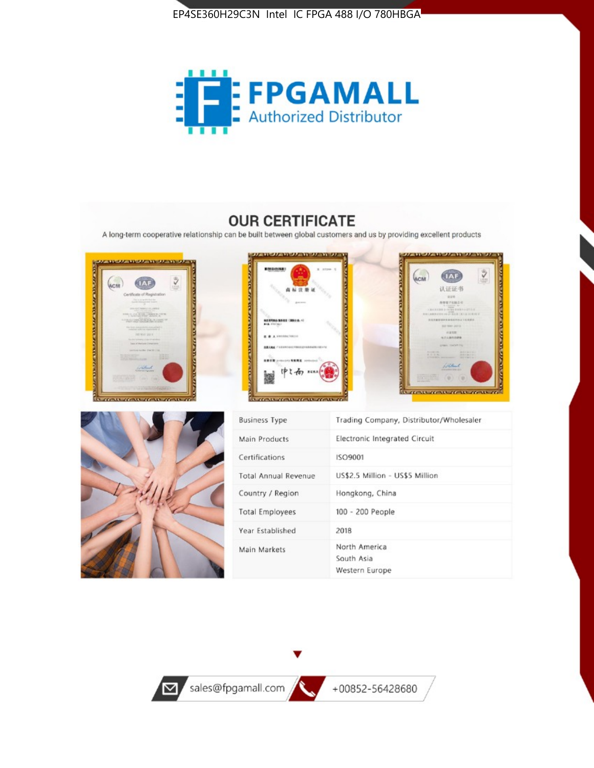FPGAMALL
Authorized Distributor

## OUR CERTIFICATE

A long-term cooperative relationship can be built between global customers and us by providing excellent products

| | |
|---|---|
| Business Type | Trading Company, Distributor/Wholesaler |
| Main Products | Electronic Integrated Circuit |
| Certifications | ISO9001 |
| Total Annual Revenue | US$2.5 Million - US$5 Million |
| Country / Region | Hongkong, China |
| Total Employees | 100 - 200 People |
| Year Established | 2018 |
| Main Markets | North America<br>South Asia<br>Western Europe |

sales@fpgamall.com

+00852-56428680